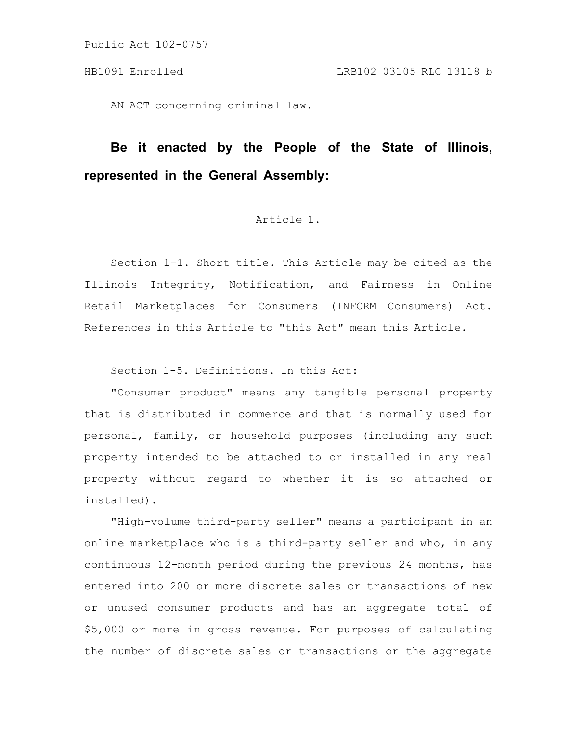Public Act 102-0757

HB1091 Enrolled LRB102 03105 RLC 13118 b

AN ACT concerning criminal law.

**Be it enacted by the People of the State of Illinois, represented in the General Assembly:**

Article 1.

Section 1-1. Short title. This Article may be cited as the Illinois Integrity, Notification, and Fairness in Online Retail Marketplaces for Consumers (INFORM Consumers) Act. References in this Article to "this Act" mean this Article.

Section 1-5. Definitions. In this Act:

"Consumer product" means any tangible personal property that is distributed in commerce and that is normally used for personal, family, or household purposes (including any such property intended to be attached to or installed in any real property without regard to whether it is so attached or installed).

"High-volume third-party seller" means a participant in an online marketplace who is a third-party seller and who, in any continuous 12-month period during the previous 24 months, has entered into 200 or more discrete sales or transactions of new or unused consumer products and has an aggregate total of $5,000 or more in gross revenue. For purposes of calculating the number of discrete sales or transactions or the aggregate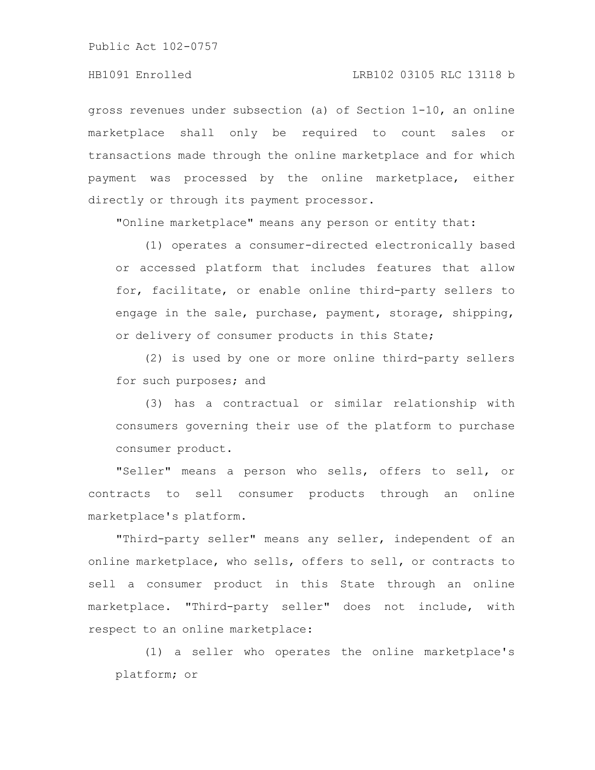gross revenues under subsection (a) of Section 1-10, an online marketplace shall only be required to count sales or transactions made through the online marketplace and for which payment was processed by the online marketplace, either directly or through its payment processor.

"Online marketplace" means any person or entity that:

(1) operates a consumer-directed electronically based or accessed platform that includes features that allow for, facilitate, or enable online third-party sellers to engage in the sale, purchase, payment, storage, shipping, or delivery of consumer products in this State;

(2) is used by one or more online third-party sellers for such purposes; and

(3) has a contractual or similar relationship with consumers governing their use of the platform to purchase consumer product.

"Seller" means a person who sells, offers to sell, or contracts to sell consumer products through an online marketplace's platform.

"Third-party seller" means any seller, independent of an online marketplace, who sells, offers to sell, or contracts to sell a consumer product in this State through an online marketplace. "Third-party seller" does not include, with respect to an online marketplace:

(1) a seller who operates the online marketplace's platform; or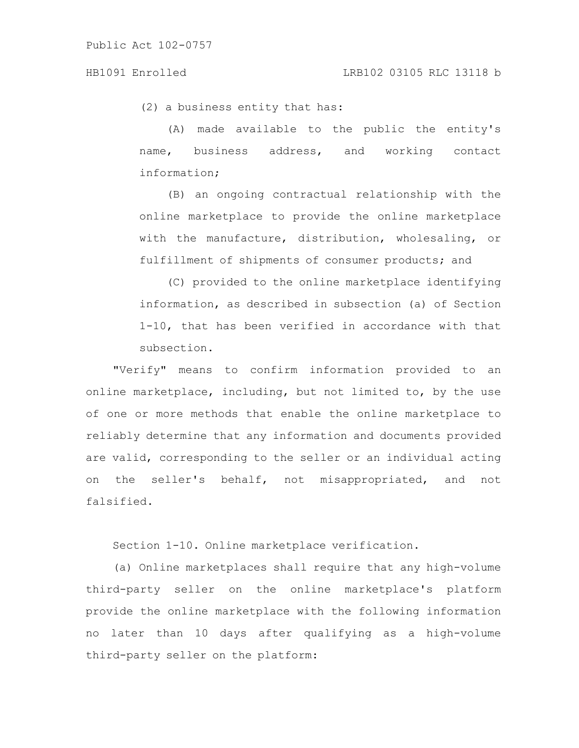(2) a business entity that has:

(A) made available to the public the entity's name, business address, and working contact information;

(B) an ongoing contractual relationship with the online marketplace to provide the online marketplace with the manufacture, distribution, wholesaling, or fulfillment of shipments of consumer products; and

(C) provided to the online marketplace identifying information, as described in subsection (a) of Section 1-10, that has been verified in accordance with that subsection.

"Verify" means to confirm information provided to an online marketplace, including, but not limited to, by the use of one or more methods that enable the online marketplace to reliably determine that any information and documents provided are valid, corresponding to the seller or an individual acting on the seller's behalf, not misappropriated, and not falsified.

Section 1-10. Online marketplace verification.

(a) Online marketplaces shall require that any high-volume third-party seller on the online marketplace's platform provide the online marketplace with the following information no later than 10 days after qualifying as a high-volume third-party seller on the platform: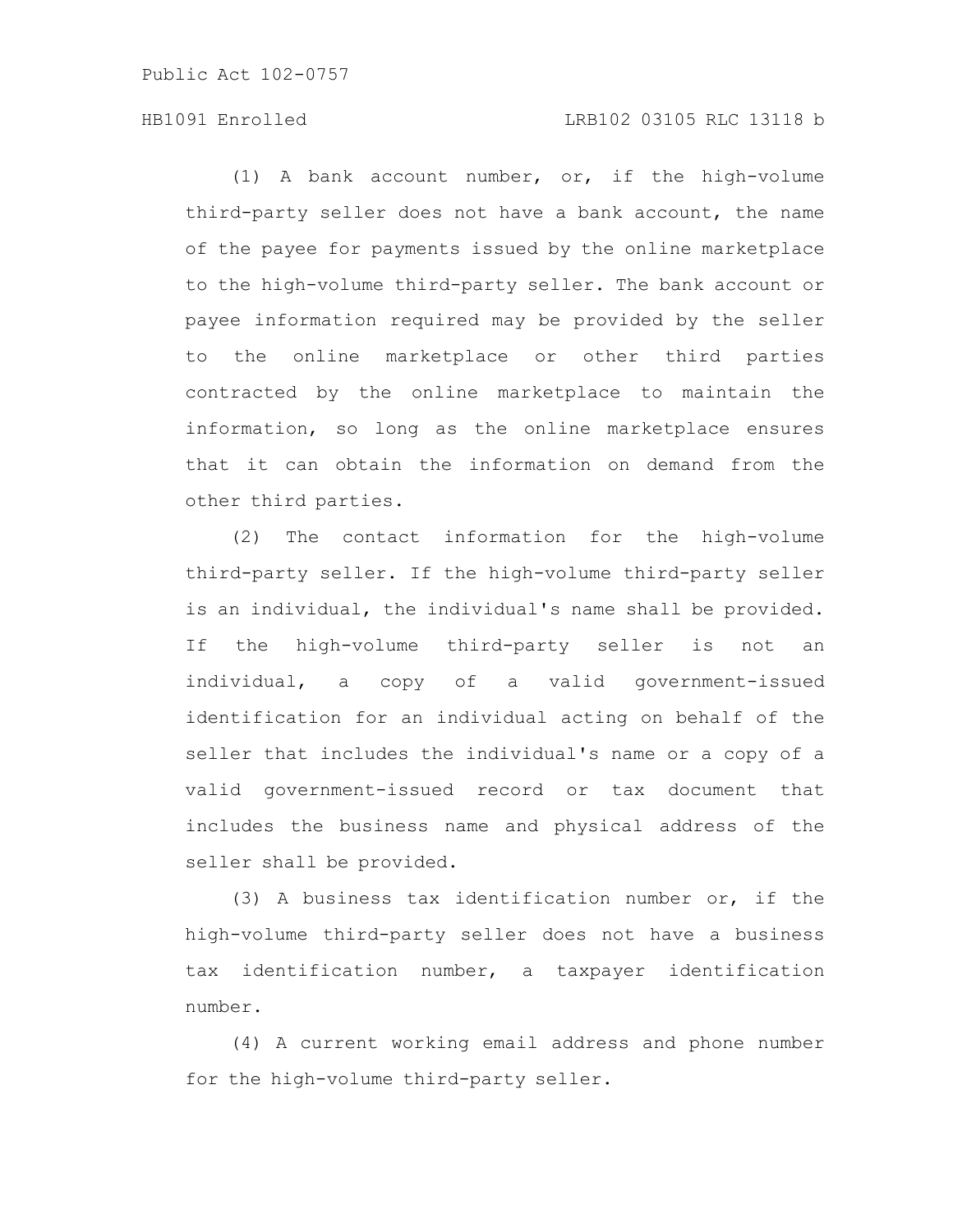(1) A bank account number, or, if the high-volume third-party seller does not have a bank account, the name of the payee for payments issued by the online marketplace to the high-volume third-party seller. The bank account or payee information required may be provided by the seller to the online marketplace or other third parties contracted by the online marketplace to maintain the information, so long as the online marketplace ensures that it can obtain the information on demand from the other third parties.

(2) The contact information for the high-volume third-party seller. If the high-volume third-party seller is an individual, the individual's name shall be provided. If the high-volume third-party seller is not an individual, a copy of a valid government-issued identification for an individual acting on behalf of the seller that includes the individual's name or a copy of a valid government-issued record or tax document that includes the business name and physical address of the seller shall be provided.

(3) A business tax identification number or, if the high-volume third-party seller does not have a business tax identification number, a taxpayer identification number.

(4) A current working email address and phone number for the high-volume third-party seller.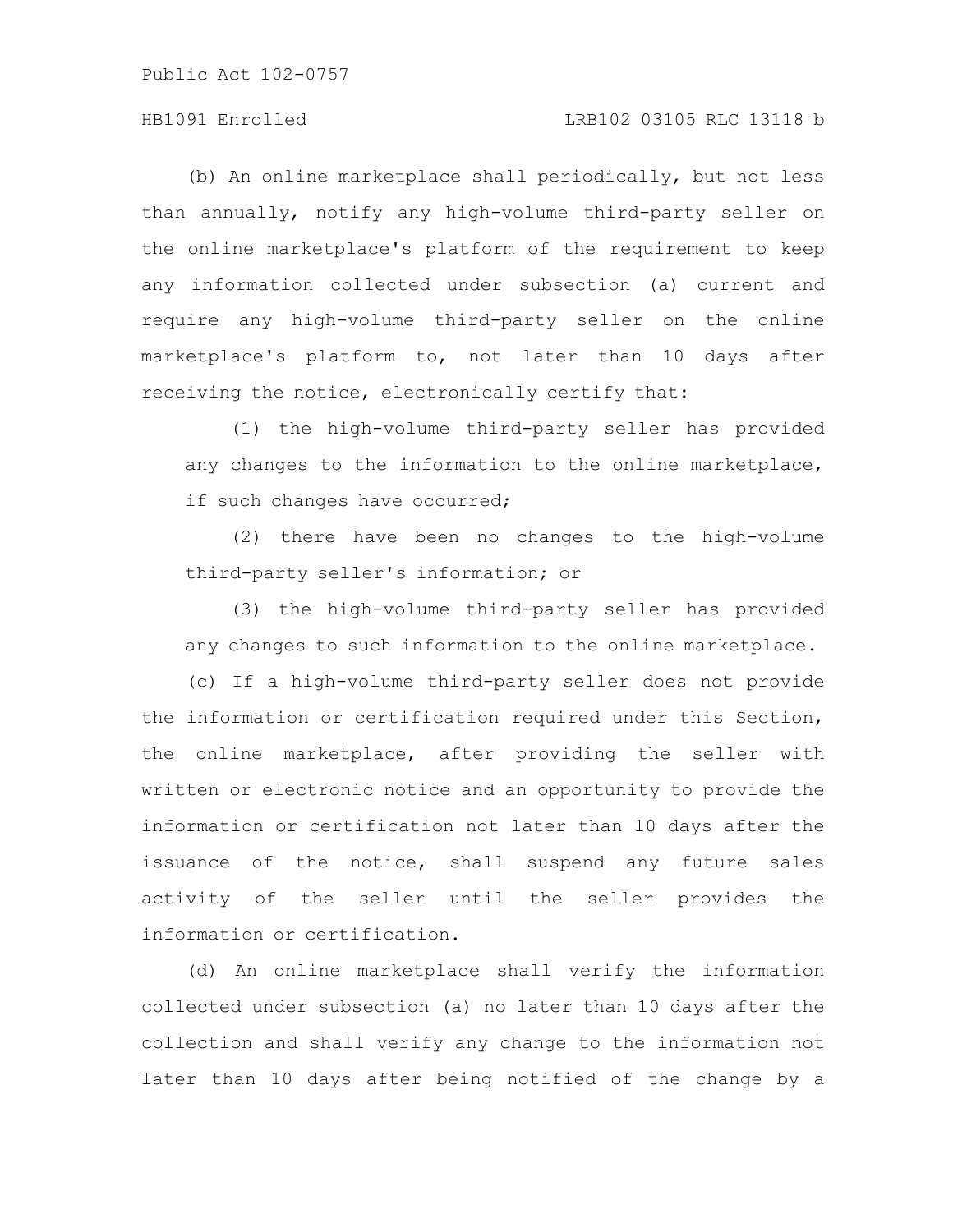(b) An online marketplace shall periodically, but not less than annually, notify any high-volume third-party seller on the online marketplace's platform of the requirement to keep any information collected under subsection (a) current and require any high-volume third-party seller on the online marketplace's platform to, not later than 10 days after receiving the notice, electronically certify that:

(1) the high-volume third-party seller has provided any changes to the information to the online marketplace, if such changes have occurred;

(2) there have been no changes to the high-volume third-party seller's information; or

(3) the high-volume third-party seller has provided any changes to such information to the online marketplace.

(c) If a high-volume third-party seller does not provide the information or certification required under this Section, the online marketplace, after providing the seller with written or electronic notice and an opportunity to provide the information or certification not later than 10 days after the issuance of the notice, shall suspend any future sales activity of the seller until the seller provides the information or certification.

(d) An online marketplace shall verify the information collected under subsection (a) no later than 10 days after the collection and shall verify any change to the information not later than 10 days after being notified of the change by a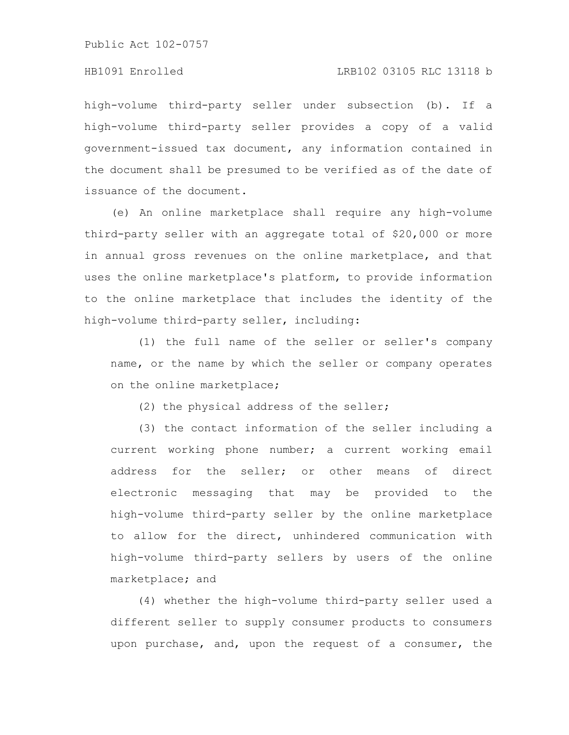high-volume third-party seller under subsection (b). If a high-volume third-party seller provides a copy of a valid government-issued tax document, any information contained in the document shall be presumed to be verified as of the date of issuance of the document.

(e) An online marketplace shall require any high-volume third-party seller with an aggregate total of $20,000 or more in annual gross revenues on the online marketplace, and that uses the online marketplace's platform, to provide information to the online marketplace that includes the identity of the high-volume third-party seller, including:

(1) the full name of the seller or seller's company name, or the name by which the seller or company operates on the online marketplace;

(2) the physical address of the seller;

(3) the contact information of the seller including a current working phone number; a current working email address for the seller; or other means of direct electronic messaging that may be provided to the high-volume third-party seller by the online marketplace to allow for the direct, unhindered communication with high-volume third-party sellers by users of the online marketplace; and

(4) whether the high-volume third-party seller used a different seller to supply consumer products to consumers upon purchase, and, upon the request of a consumer, the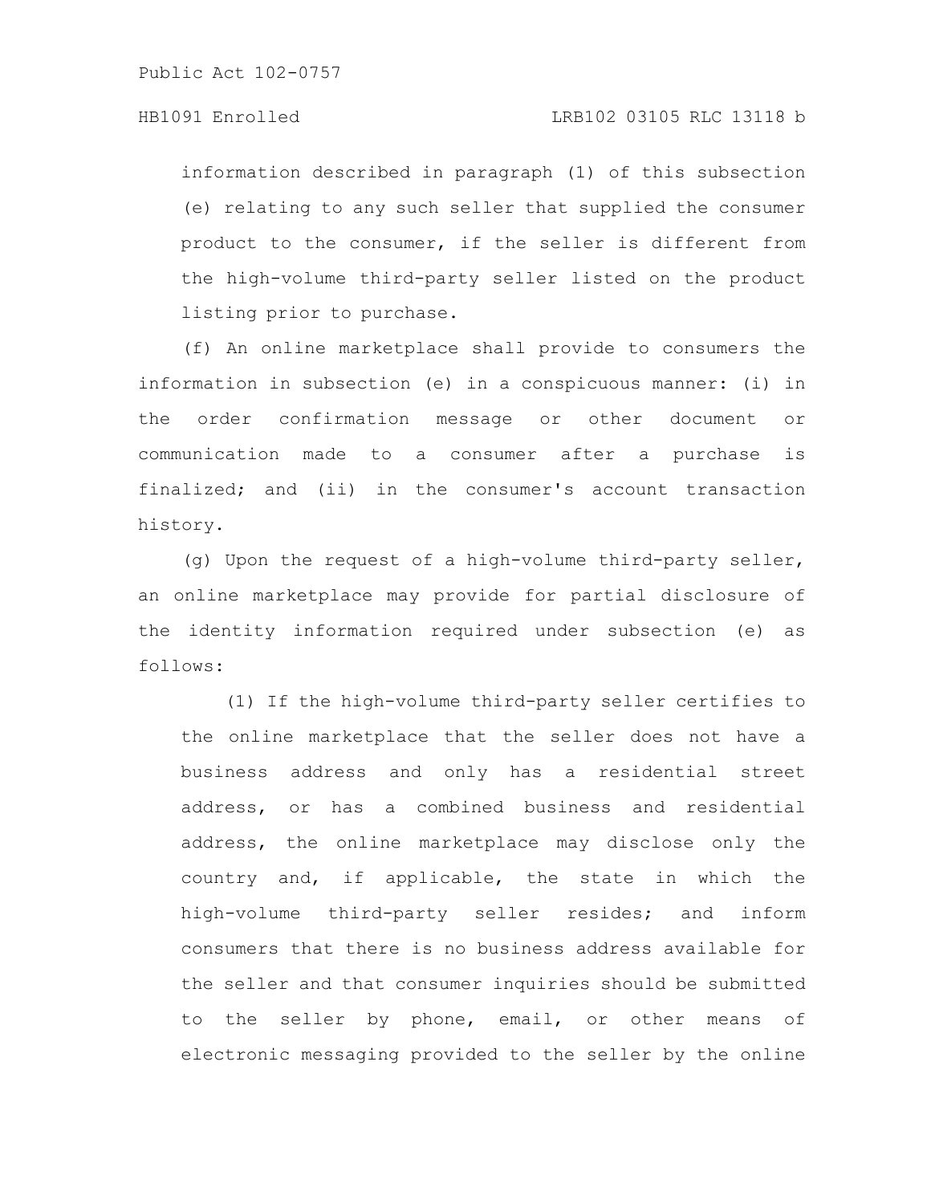information described in paragraph (1) of this subsection (e) relating to any such seller that supplied the consumer product to the consumer, if the seller is different from the high-volume third-party seller listed on the product listing prior to purchase.

(f) An online marketplace shall provide to consumers the information in subsection (e) in a conspicuous manner: (i) in the order confirmation message or other document or communication made to a consumer after a purchase is finalized; and (ii) in the consumer's account transaction history.

(g) Upon the request of a high-volume third-party seller, an online marketplace may provide for partial disclosure of the identity information required under subsection (e) as follows:

(1) If the high-volume third-party seller certifies to the online marketplace that the seller does not have a business address and only has a residential street address, or has a combined business and residential address, the online marketplace may disclose only the country and, if applicable, the state in which the high-volume third-party seller resides; and inform consumers that there is no business address available for the seller and that consumer inquiries should be submitted to the seller by phone, email, or other means of electronic messaging provided to the seller by the online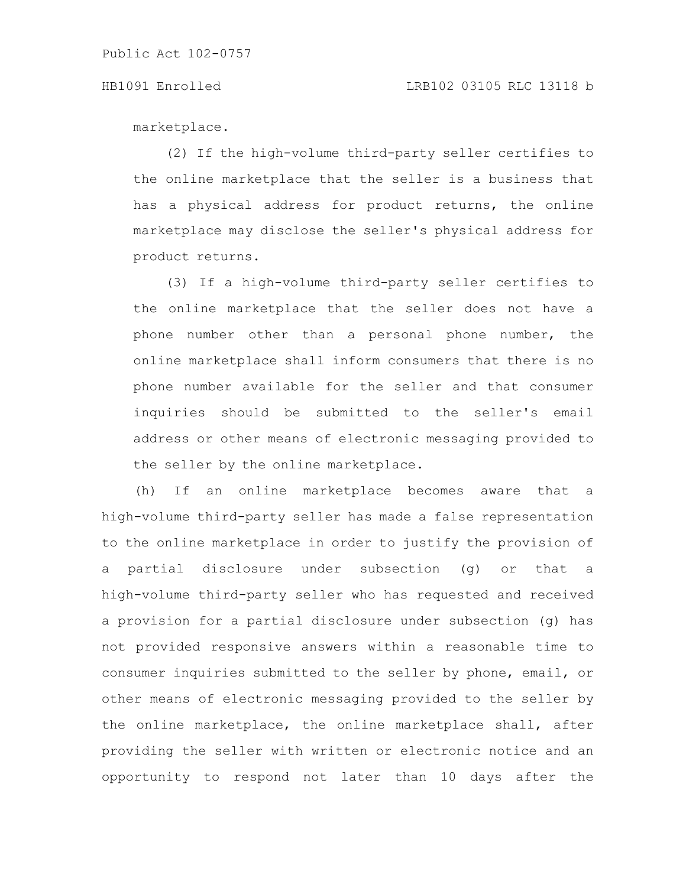marketplace.

(2) If the high-volume third-party seller certifies to the online marketplace that the seller is a business that has a physical address for product returns, the online marketplace may disclose the seller's physical address for product returns.

(3) If a high-volume third-party seller certifies to the online marketplace that the seller does not have a phone number other than a personal phone number, the online marketplace shall inform consumers that there is no phone number available for the seller and that consumer inquiries should be submitted to the seller's email address or other means of electronic messaging provided to the seller by the online marketplace.

(h) If an online marketplace becomes aware that a high-volume third-party seller has made a false representation to the online marketplace in order to justify the provision of a partial disclosure under subsection (g) or that a high-volume third-party seller who has requested and received a provision for a partial disclosure under subsection (g) has not provided responsive answers within a reasonable time to consumer inquiries submitted to the seller by phone, email, or other means of electronic messaging provided to the seller by the online marketplace, the online marketplace shall, after providing the seller with written or electronic notice and an opportunity to respond not later than 10 days after the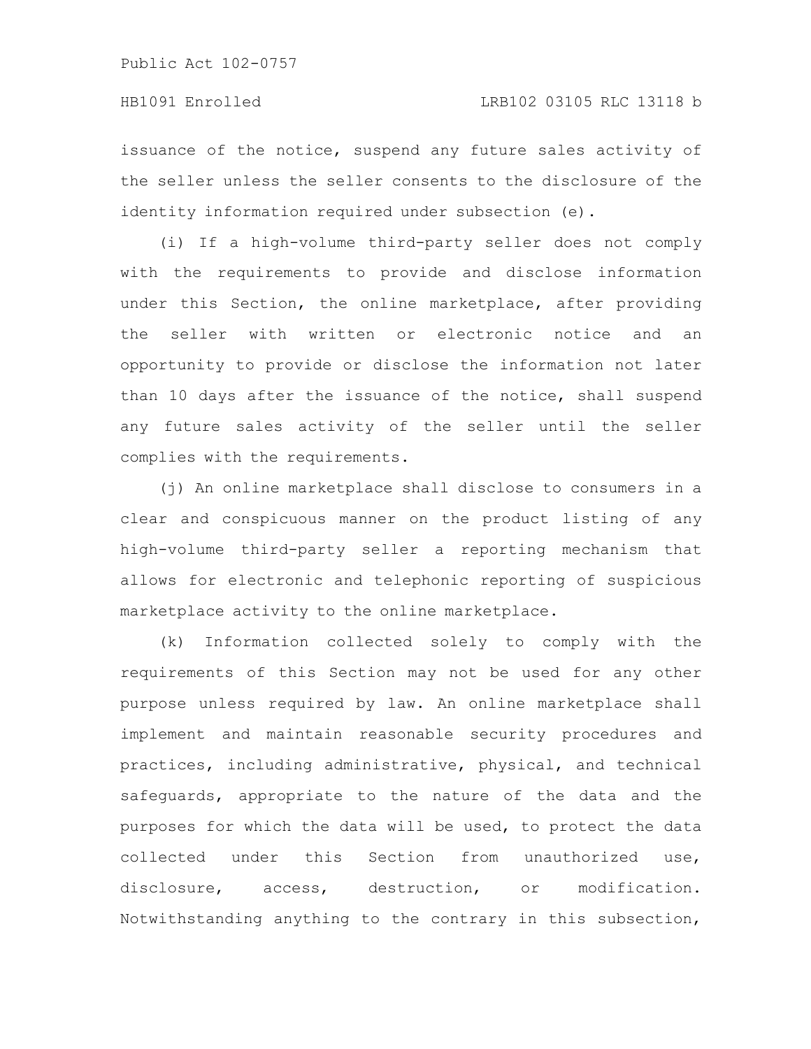issuance of the notice, suspend any future sales activity of the seller unless the seller consents to the disclosure of the identity information required under subsection (e).

(i) If a high-volume third-party seller does not comply with the requirements to provide and disclose information under this Section, the online marketplace, after providing the seller with written or electronic notice and an opportunity to provide or disclose the information not later than 10 days after the issuance of the notice, shall suspend any future sales activity of the seller until the seller complies with the requirements.

(j) An online marketplace shall disclose to consumers in a clear and conspicuous manner on the product listing of any high-volume third-party seller a reporting mechanism that allows for electronic and telephonic reporting of suspicious marketplace activity to the online marketplace.

(k) Information collected solely to comply with the requirements of this Section may not be used for any other purpose unless required by law. An online marketplace shall implement and maintain reasonable security procedures and practices, including administrative, physical, and technical safeguards, appropriate to the nature of the data and the purposes for which the data will be used, to protect the data collected under this Section from unauthorized use, disclosure, access, destruction, or modification. Notwithstanding anything to the contrary in this subsection,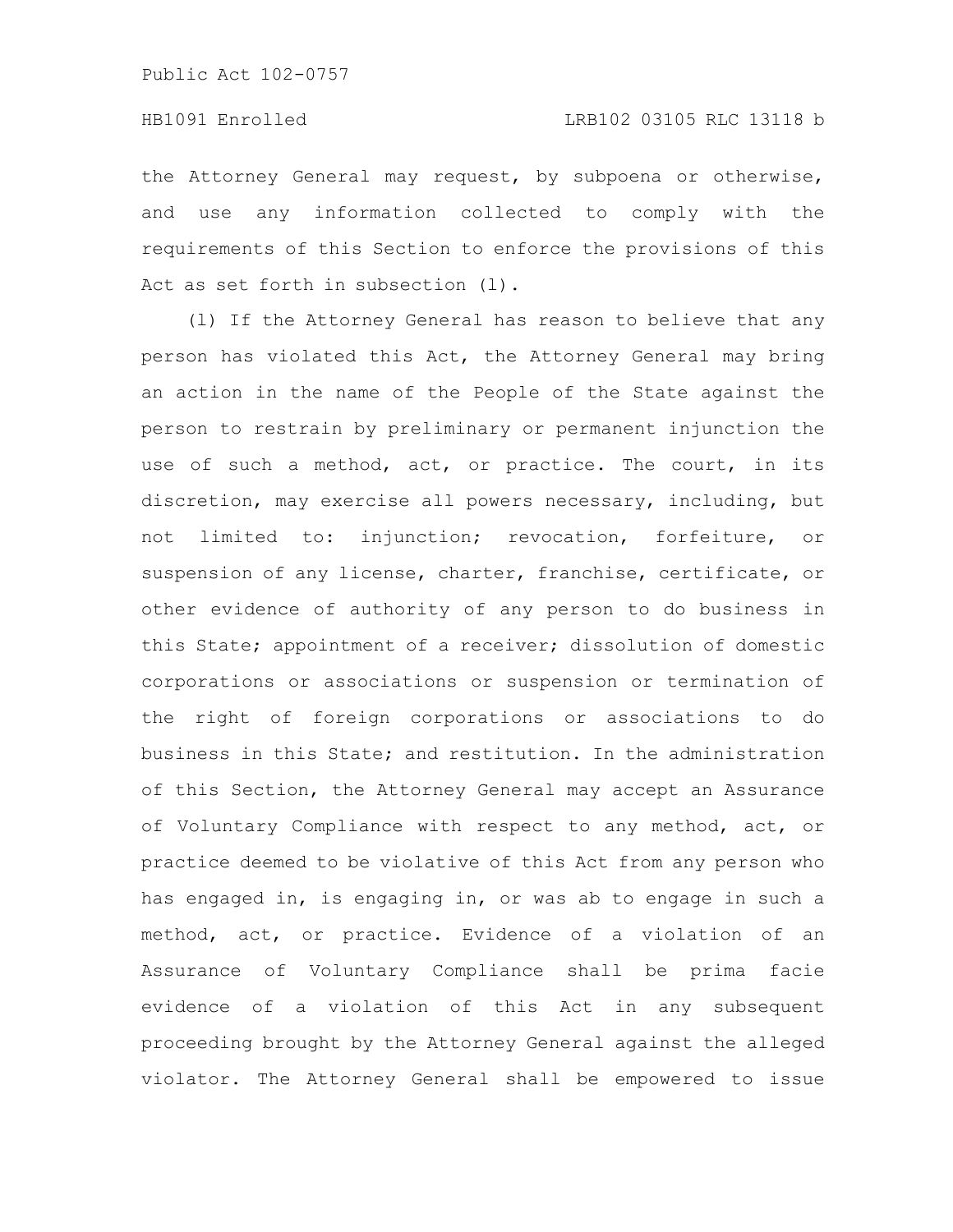the Attorney General may request, by subpoena or otherwise, and use any information collected to comply with the requirements of this Section to enforce the provisions of this Act as set forth in subsection (l).

(l) If the Attorney General has reason to believe that any person has violated this Act, the Attorney General may bring an action in the name of the People of the State against the person to restrain by preliminary or permanent injunction the use of such a method, act, or practice. The court, in its discretion, may exercise all powers necessary, including, but not limited to: injunction; revocation, forfeiture, or suspension of any license, charter, franchise, certificate, or other evidence of authority of any person to do business in this State; appointment of a receiver; dissolution of domestic corporations or associations or suspension or termination of the right of foreign corporations or associations to do business in this State; and restitution. In the administration of this Section, the Attorney General may accept an Assurance of Voluntary Compliance with respect to any method, act, or practice deemed to be violative of this Act from any person who has engaged in, is engaging in, or was ab to engage in such a method, act, or practice. Evidence of a violation of an Assurance of Voluntary Compliance shall be prima facie evidence of a violation of this Act in any subsequent proceeding brought by the Attorney General against the alleged violator. The Attorney General shall be empowered to issue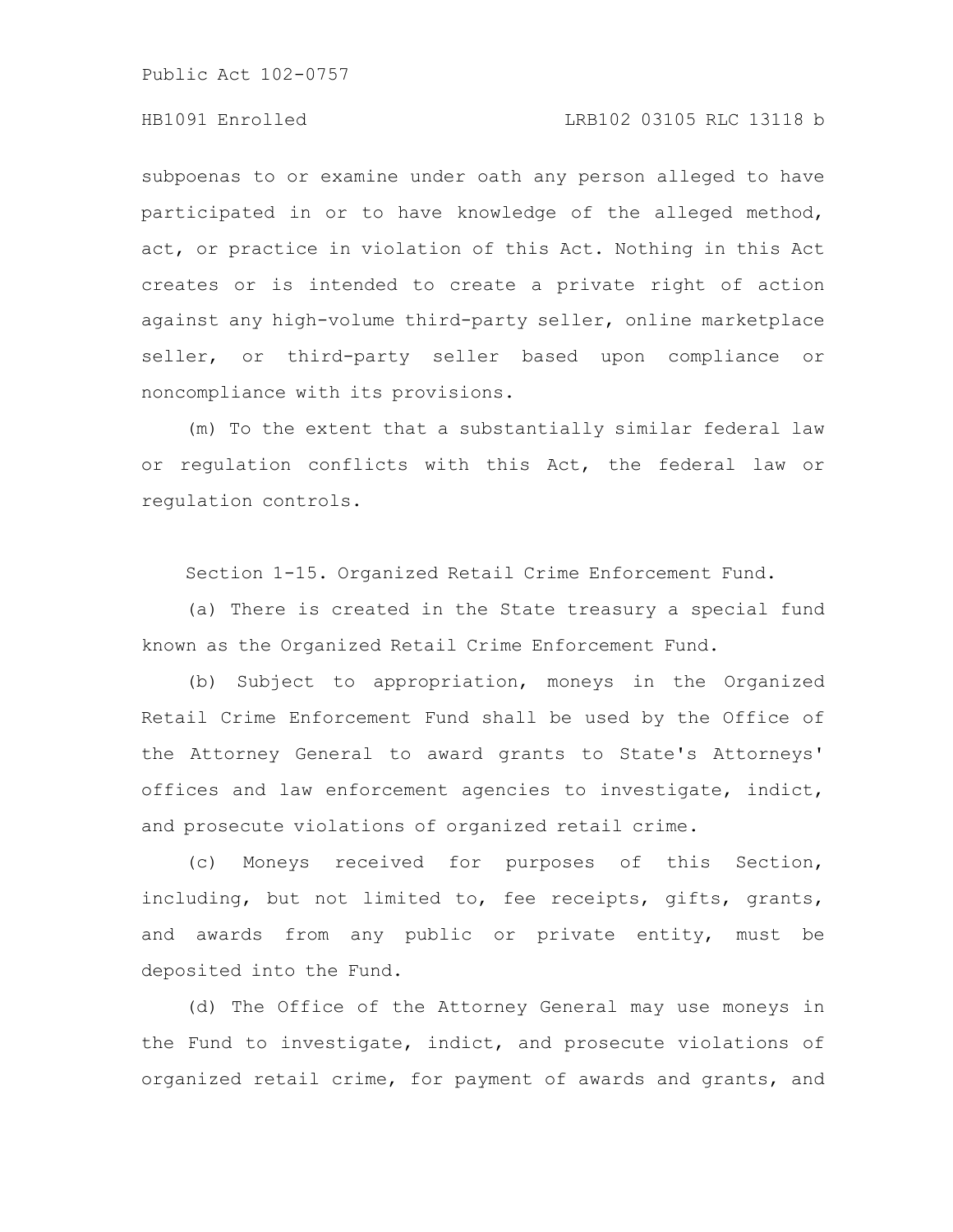subpoenas to or examine under oath any person alleged to have participated in or to have knowledge of the alleged method, act, or practice in violation of this Act. Nothing in this Act creates or is intended to create a private right of action against any high-volume third-party seller, online marketplace seller, or third-party seller based upon compliance or noncompliance with its provisions.

(m) To the extent that a substantially similar federal law or regulation conflicts with this Act, the federal law or regulation controls.

Section 1-15. Organized Retail Crime Enforcement Fund.

(a) There is created in the State treasury a special fund known as the Organized Retail Crime Enforcement Fund.

(b) Subject to appropriation, moneys in the Organized Retail Crime Enforcement Fund shall be used by the Office of the Attorney General to award grants to State's Attorneys' offices and law enforcement agencies to investigate, indict, and prosecute violations of organized retail crime.

(c) Moneys received for purposes of this Section, including, but not limited to, fee receipts, gifts, grants, and awards from any public or private entity, must be deposited into the Fund.

(d) The Office of the Attorney General may use moneys in the Fund to investigate, indict, and prosecute violations of organized retail crime, for payment of awards and grants, and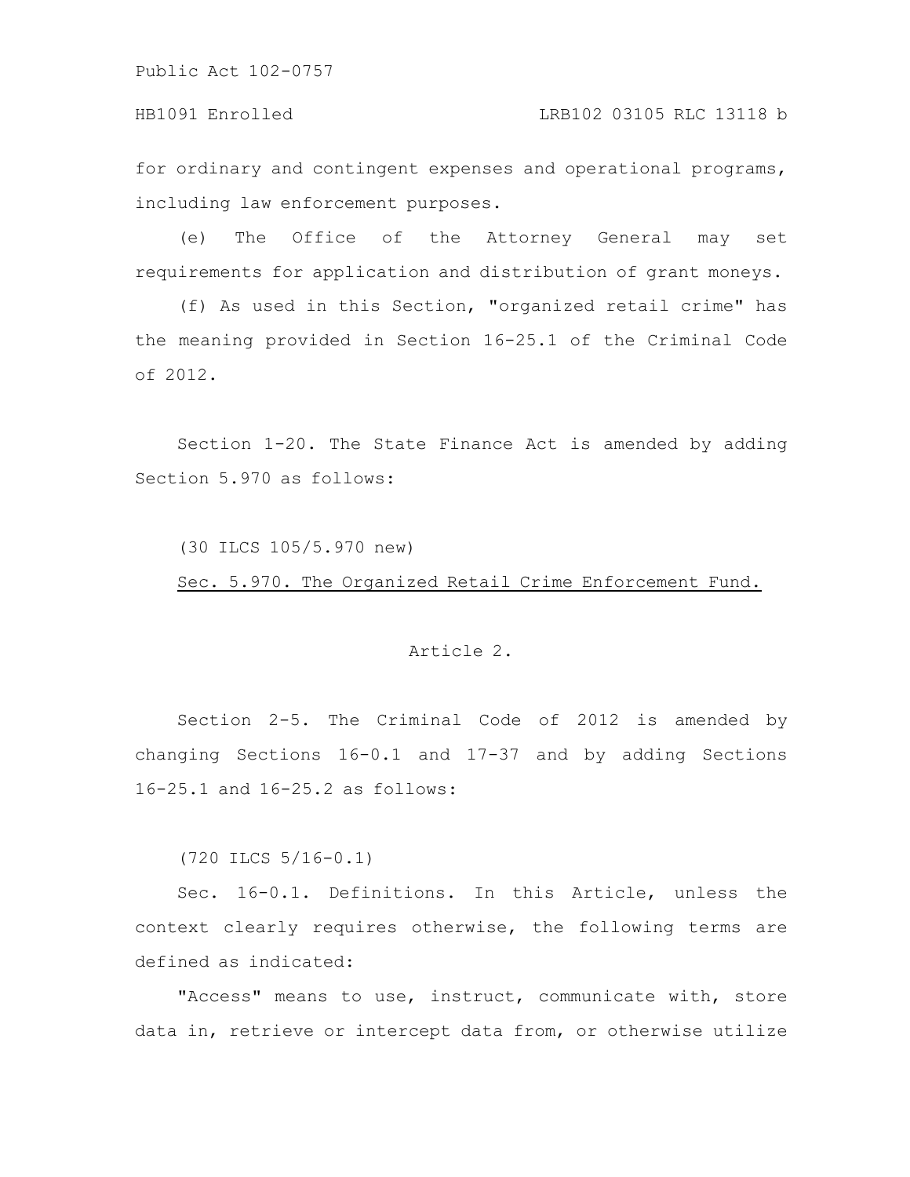for ordinary and contingent expenses and operational programs, including law enforcement purposes.

(e) The Office of the Attorney General may set requirements for application and distribution of grant moneys.

(f) As used in this Section, "organized retail crime" has the meaning provided in Section 16-25.1 of the Criminal Code of 2012.

Section 1-20. The State Finance Act is amended by adding Section 5.970 as follows:

(30 ILCS 105/5.970 new)

<u>Sec. 5.970. The Organized Retail Crime Enforcement Fund.</u>

Article 2.

Section 2-5. The Criminal Code of 2012 is amended by changing Sections 16-0.1 and 17-37 and by adding Sections 16-25.1 and 16-25.2 as follows:

(720 ILCS 5/16-0.1)

Sec. 16-0.1. Definitions. In this Article, unless the context clearly requires otherwise, the following terms are defined as indicated:

"Access" means to use, instruct, communicate with, store data in, retrieve or intercept data from, or otherwise utilize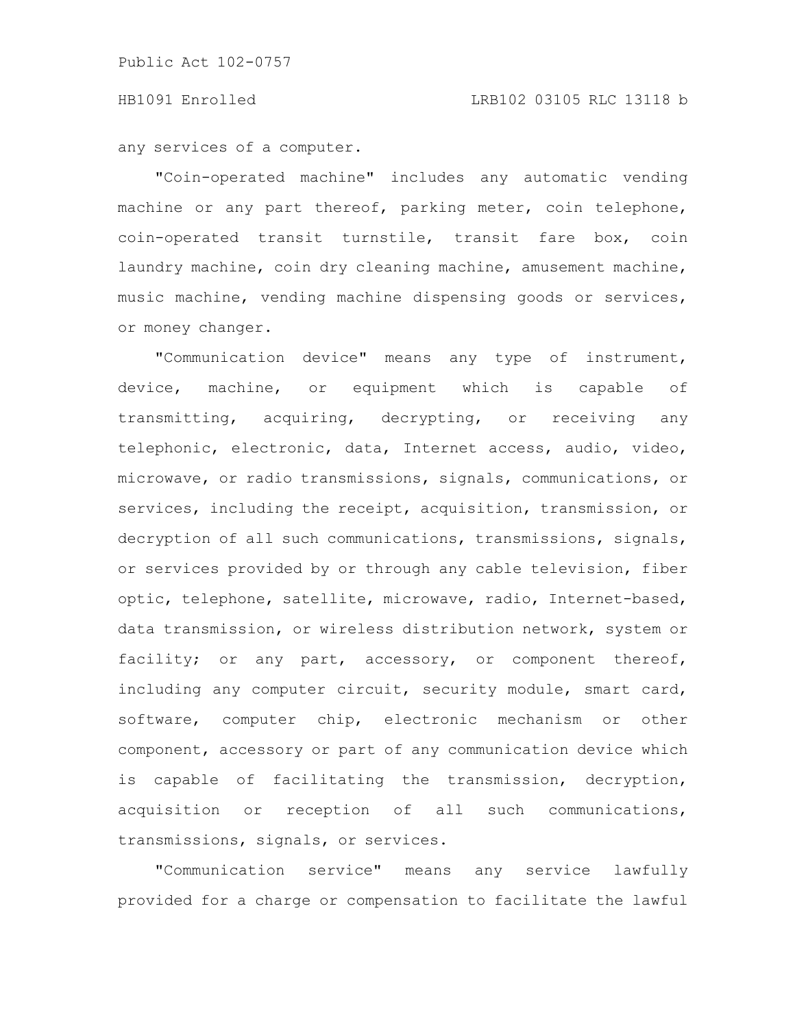any services of a computer.

"Coin-operated machine" includes any automatic vending machine or any part thereof, parking meter, coin telephone, coin-operated transit turnstile, transit fare box, coin laundry machine, coin dry cleaning machine, amusement machine, music machine, vending machine dispensing goods or services, or money changer.

"Communication device" means any type of instrument, device, machine, or equipment which is capable of transmitting, acquiring, decrypting, or receiving any telephonic, electronic, data, Internet access, audio, video, microwave, or radio transmissions, signals, communications, or services, including the receipt, acquisition, transmission, or decryption of all such communications, transmissions, signals, or services provided by or through any cable television, fiber optic, telephone, satellite, microwave, radio, Internet-based, data transmission, or wireless distribution network, system or facility; or any part, accessory, or component thereof, including any computer circuit, security module, smart card, software, computer chip, electronic mechanism or other component, accessory or part of any communication device which is capable of facilitating the transmission, decryption, acquisition or reception of all such communications, transmissions, signals, or services.

"Communication service" means any service lawfully provided for a charge or compensation to facilitate the lawful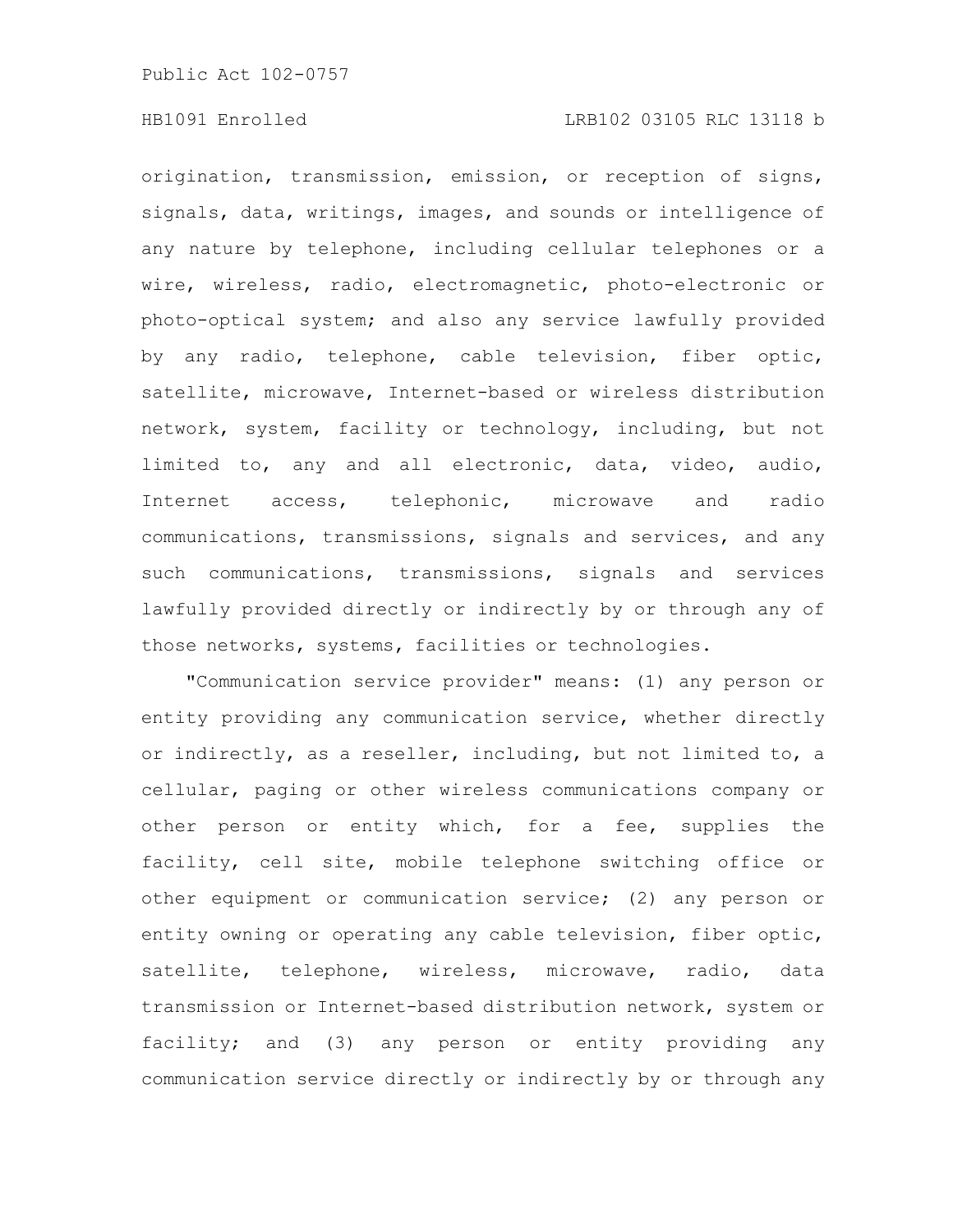origination, transmission, emission, or reception of signs, signals, data, writings, images, and sounds or intelligence of any nature by telephone, including cellular telephones or a wire, wireless, radio, electromagnetic, photo-electronic or photo-optical system; and also any service lawfully provided by any radio, telephone, cable television, fiber optic, satellite, microwave, Internet-based or wireless distribution network, system, facility or technology, including, but not limited to, any and all electronic, data, video, audio, Internet access, telephonic, microwave and radio communications, transmissions, signals and services, and any such communications, transmissions, signals and services lawfully provided directly or indirectly by or through any of those networks, systems, facilities or technologies.

"Communication service provider" means: (1) any person or entity providing any communication service, whether directly or indirectly, as a reseller, including, but not limited to, a cellular, paging or other wireless communications company or other person or entity which, for a fee, supplies the facility, cell site, mobile telephone switching office or other equipment or communication service; (2) any person or entity owning or operating any cable television, fiber optic, satellite, telephone, wireless, microwave, radio, data transmission or Internet-based distribution network, system or facility; and (3) any person or entity providing any communication service directly or indirectly by or through any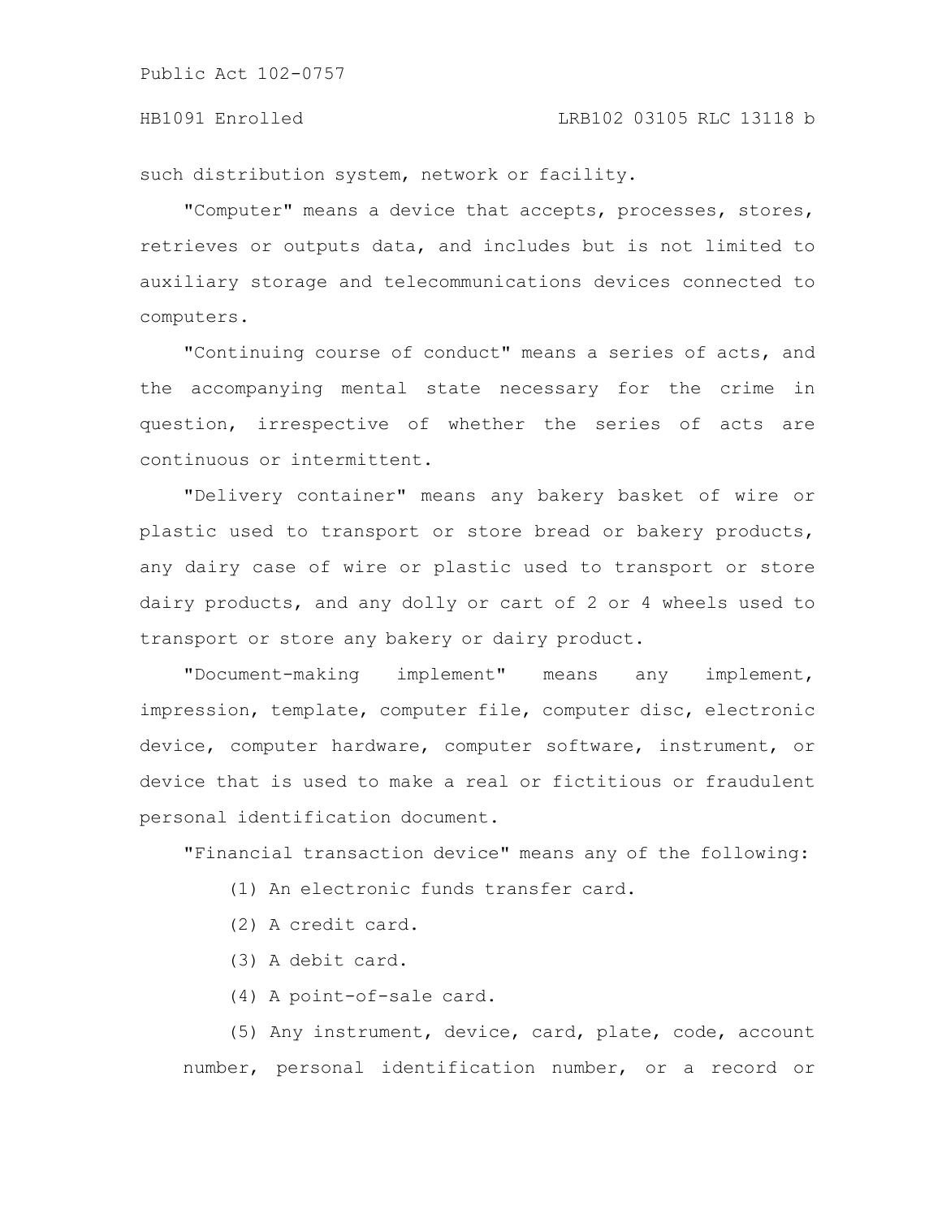such distribution system, network or facility.

"Computer" means a device that accepts, processes, stores, retrieves or outputs data, and includes but is not limited to auxiliary storage and telecommunications devices connected to computers.

"Continuing course of conduct" means a series of acts, and the accompanying mental state necessary for the crime in question, irrespective of whether the series of acts are continuous or intermittent.

"Delivery container" means any bakery basket of wire or plastic used to transport or store bread or bakery products, any dairy case of wire or plastic used to transport or store dairy products, and any dolly or cart of 2 or 4 wheels used to transport or store any bakery or dairy product.

"Document-making implement" means any implement, impression, template, computer file, computer disc, electronic device, computer hardware, computer software, instrument, or device that is used to make a real or fictitious or fraudulent personal identification document.

"Financial transaction device" means any of the following:

(1) An electronic funds transfer card.

(2) A credit card.

(3) A debit card.

(4) A point-of-sale card.

(5) Any instrument, device, card, plate, code, account number, personal identification number, or a record or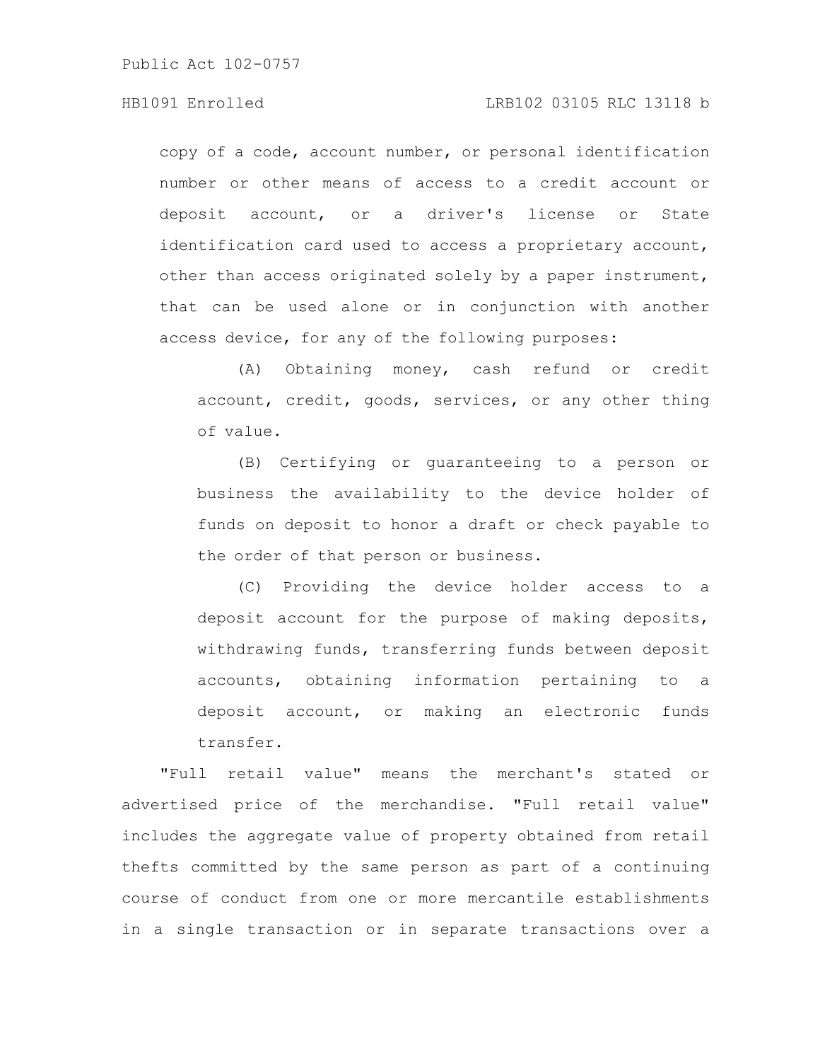copy of a code, account number, or personal identification number or other means of access to a credit account or deposit account, or a driver's license or State identification card used to access a proprietary account, other than access originated solely by a paper instrument, that can be used alone or in conjunction with another access device, for any of the following purposes:

(A) Obtaining money, cash refund or credit account, credit, goods, services, or any other thing of value.

(B) Certifying or guaranteeing to a person or business the availability to the device holder of funds on deposit to honor a draft or check payable to the order of that person or business.

(C) Providing the device holder access to a deposit account for the purpose of making deposits, withdrawing funds, transferring funds between deposit accounts, obtaining information pertaining to a deposit account, or making an electronic funds transfer.

"Full retail value" means the merchant's stated or advertised price of the merchandise. "Full retail value" includes the aggregate value of property obtained from retail thefts committed by the same person as part of a continuing course of conduct from one or more mercantile establishments in a single transaction or in separate transactions over a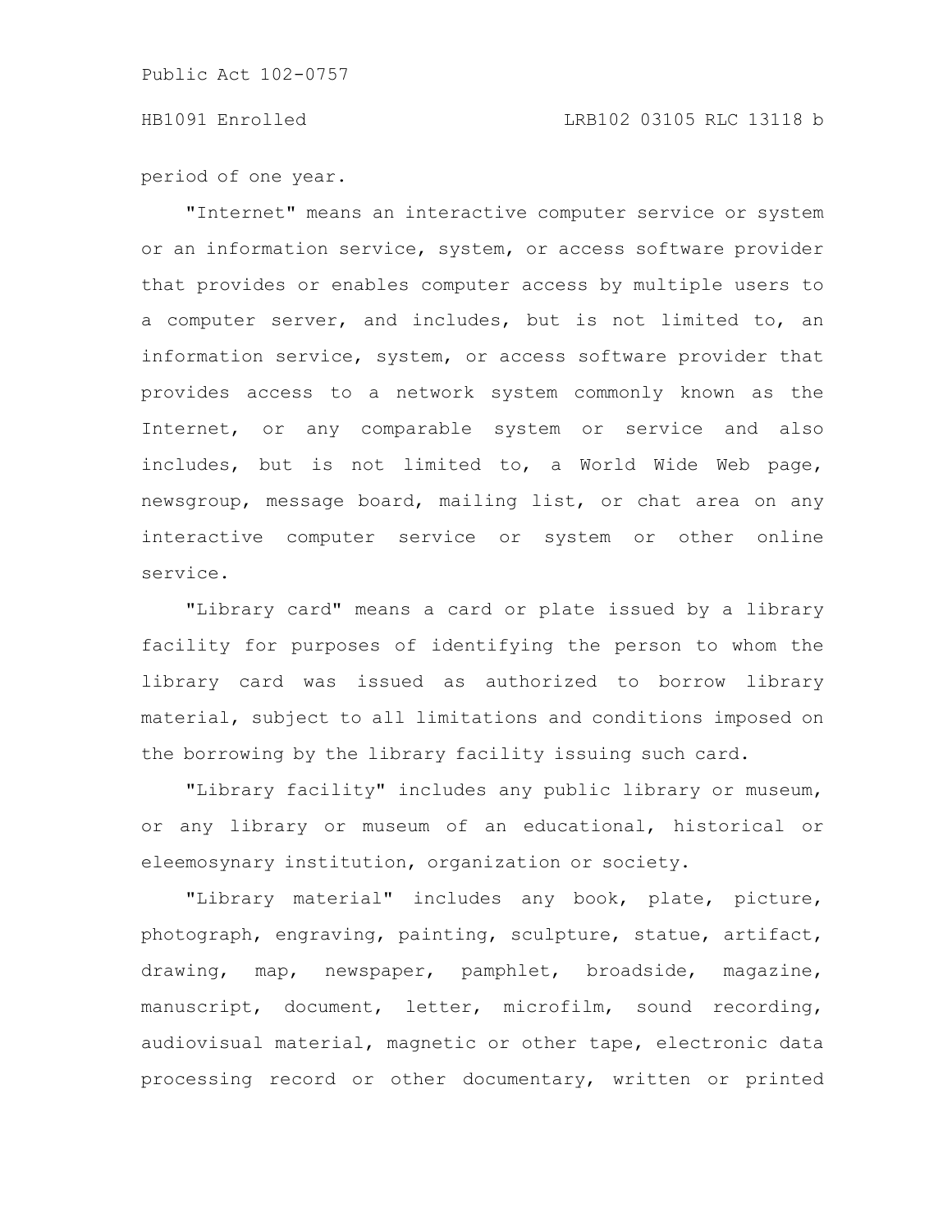period of one year.

"Internet" means an interactive computer service or system or an information service, system, or access software provider that provides or enables computer access by multiple users to a computer server, and includes, but is not limited to, an information service, system, or access software provider that provides access to a network system commonly known as the Internet, or any comparable system or service and also includes, but is not limited to, a World Wide Web page, newsgroup, message board, mailing list, or chat area on any interactive computer service or system or other online service.

"Library card" means a card or plate issued by a library facility for purposes of identifying the person to whom the library card was issued as authorized to borrow library material, subject to all limitations and conditions imposed on the borrowing by the library facility issuing such card.

"Library facility" includes any public library or museum, or any library or museum of an educational, historical or eleemosynary institution, organization or society.

"Library material" includes any book, plate, picture, photograph, engraving, painting, sculpture, statue, artifact, drawing, map, newspaper, pamphlet, broadside, magazine, manuscript, document, letter, microfilm, sound recording, audiovisual material, magnetic or other tape, electronic data processing record or other documentary, written or printed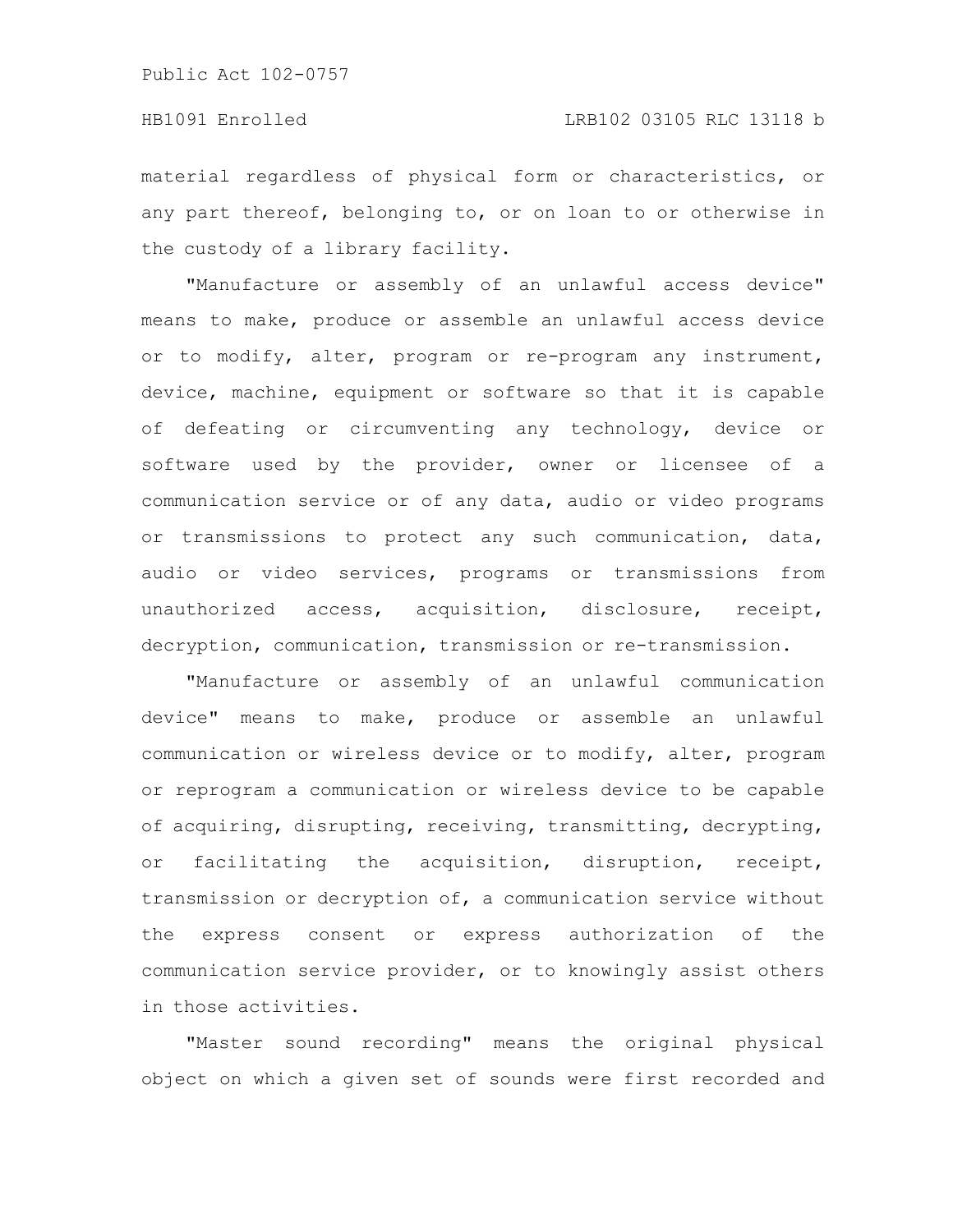material regardless of physical form or characteristics, or any part thereof, belonging to, or on loan to or otherwise in the custody of a library facility.

"Manufacture or assembly of an unlawful access device" means to make, produce or assemble an unlawful access device or to modify, alter, program or re-program any instrument, device, machine, equipment or software so that it is capable of defeating or circumventing any technology, device or software used by the provider, owner or licensee of a communication service or of any data, audio or video programs or transmissions to protect any such communication, data, audio or video services, programs or transmissions from unauthorized access, acquisition, disclosure, receipt, decryption, communication, transmission or re-transmission.

"Manufacture or assembly of an unlawful communication device" means to make, produce or assemble an unlawful communication or wireless device or to modify, alter, program or reprogram a communication or wireless device to be capable of acquiring, disrupting, receiving, transmitting, decrypting, or facilitating the acquisition, disruption, receipt, transmission or decryption of, a communication service without the express consent or express authorization of the communication service provider, or to knowingly assist others in those activities.

"Master sound recording" means the original physical object on which a given set of sounds were first recorded and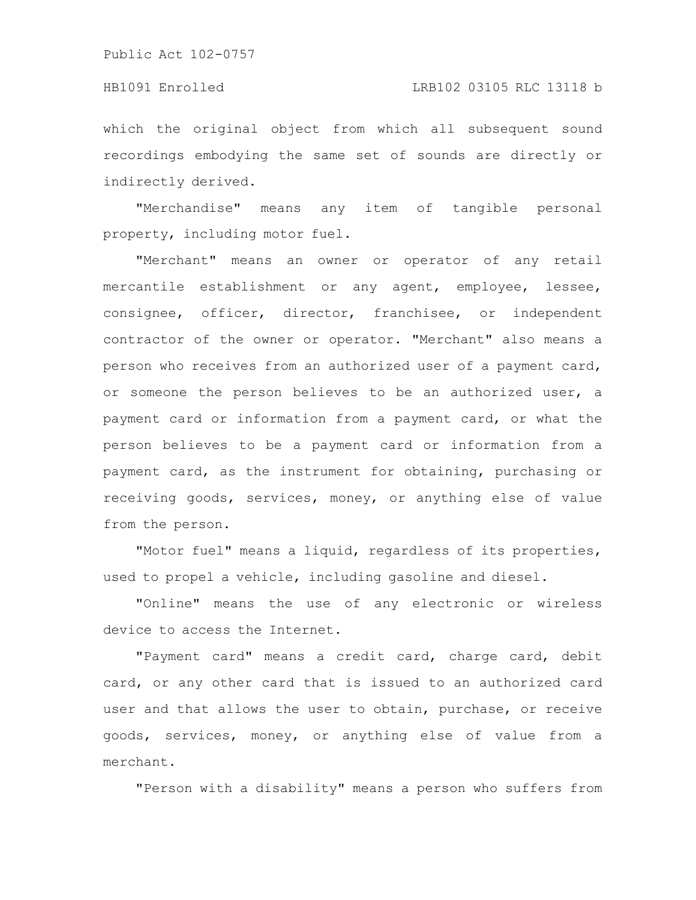which the original object from which all subsequent sound recordings embodying the same set of sounds are directly or indirectly derived.

"Merchandise" means any item of tangible personal property, including motor fuel.

"Merchant" means an owner or operator of any retail mercantile establishment or any agent, employee, lessee, consignee, officer, director, franchisee, or independent contractor of the owner or operator. "Merchant" also means a person who receives from an authorized user of a payment card, or someone the person believes to be an authorized user, a payment card or information from a payment card, or what the person believes to be a payment card or information from a payment card, as the instrument for obtaining, purchasing or receiving goods, services, money, or anything else of value from the person.

"Motor fuel" means a liquid, regardless of its properties, used to propel a vehicle, including gasoline and diesel.

"Online" means the use of any electronic or wireless device to access the Internet.

"Payment card" means a credit card, charge card, debit card, or any other card that is issued to an authorized card user and that allows the user to obtain, purchase, or receive goods, services, money, or anything else of value from a merchant.

"Person with a disability" means a person who suffers from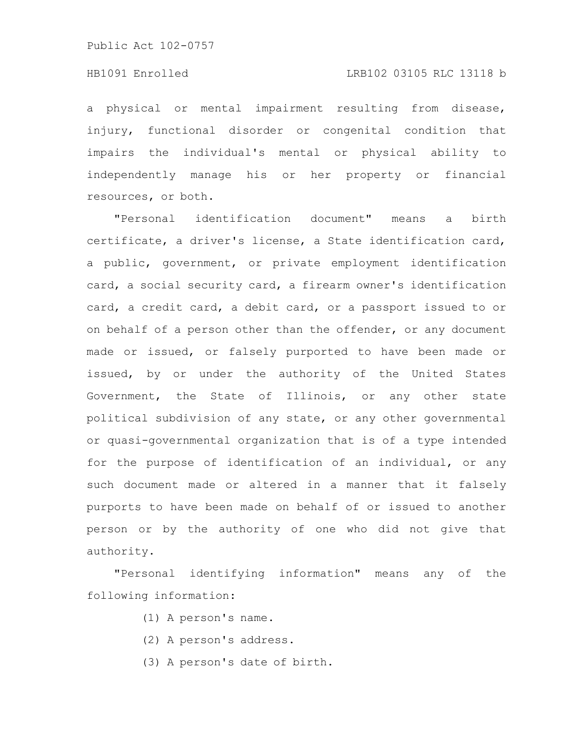a physical or mental impairment resulting from disease, injury, functional disorder or congenital condition that impairs the individual's mental or physical ability to independently manage his or her property or financial resources, or both.

"Personal identification document" means a birth certificate, a driver's license, a State identification card, a public, government, or private employment identification card, a social security card, a firearm owner's identification card, a credit card, a debit card, or a passport issued to or on behalf of a person other than the offender, or any document made or issued, or falsely purported to have been made or issued, by or under the authority of the United States Government, the State of Illinois, or any other state political subdivision of any state, or any other governmental or quasi-governmental organization that is of a type intended for the purpose of identification of an individual, or any such document made or altered in a manner that it falsely purports to have been made on behalf of or issued to another person or by the authority of one who did not give that authority.

"Personal identifying information" means any of the following information:

(1) A person's name.

(2) A person's address.

(3) A person's date of birth.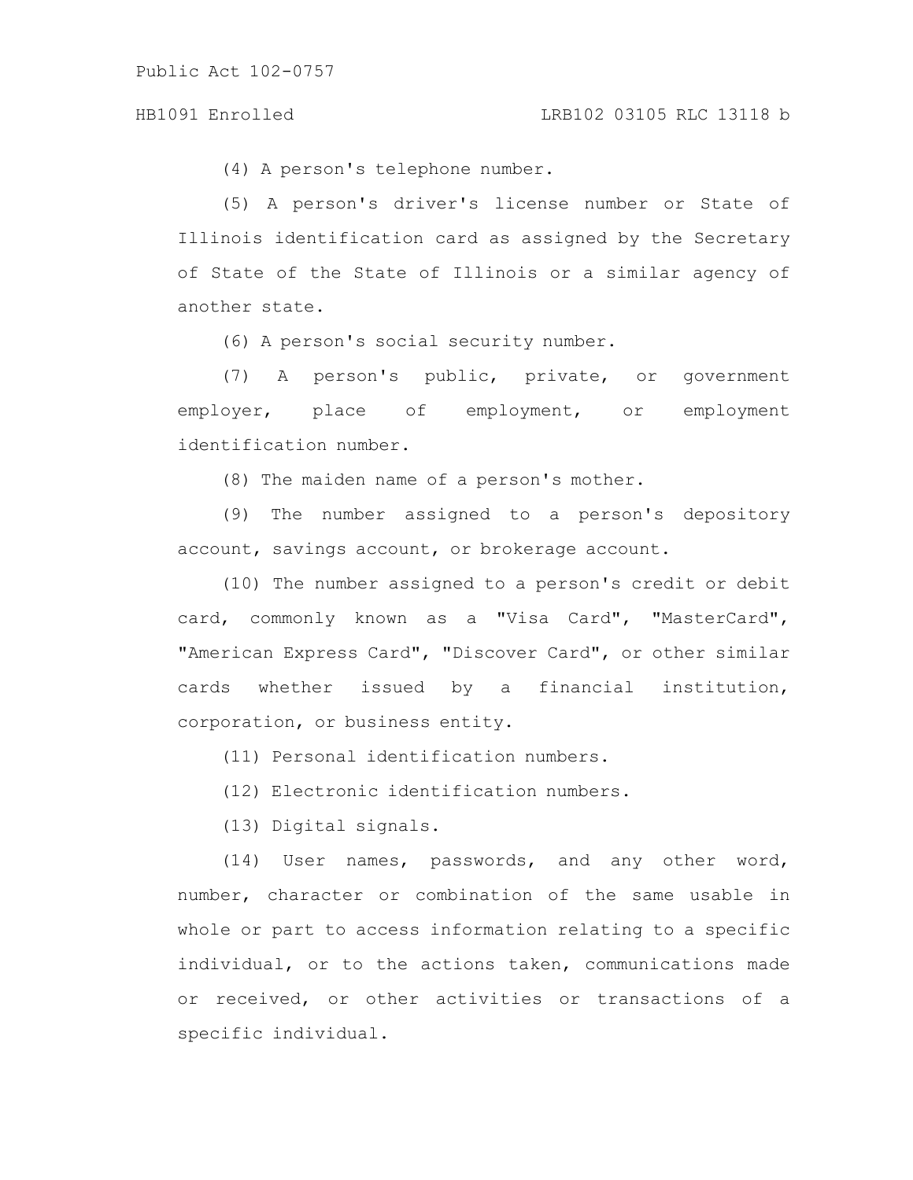(4) A person's telephone number.

(5) A person's driver's license number or State of Illinois identification card as assigned by the Secretary of State of the State of Illinois or a similar agency of another state.

(6) A person's social security number.

(7) A person's public, private, or government employer, place of employment, or employment identification number.

(8) The maiden name of a person's mother.

(9) The number assigned to a person's depository account, savings account, or brokerage account.

(10) The number assigned to a person's credit or debit card, commonly known as a "Visa Card", "MasterCard", "American Express Card", "Discover Card", or other similar cards whether issued by a financial institution, corporation, or business entity.

(11) Personal identification numbers.

(12) Electronic identification numbers.

(13) Digital signals.

(14) User names, passwords, and any other word, number, character or combination of the same usable in whole or part to access information relating to a specific individual, or to the actions taken, communications made or received, or other activities or transactions of a specific individual.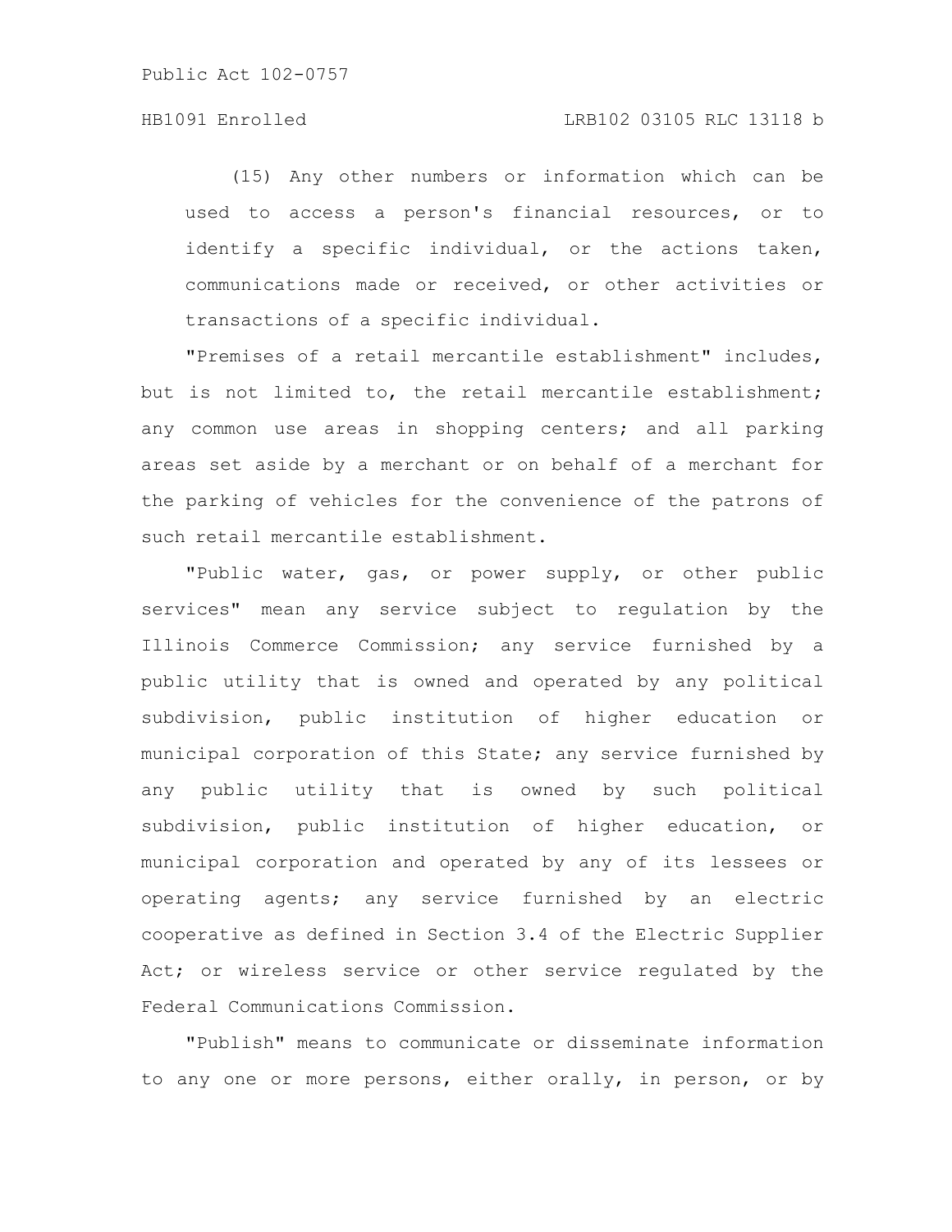(15) Any other numbers or information which can be used to access a person's financial resources, or to identify a specific individual, or the actions taken, communications made or received, or other activities or transactions of a specific individual.

"Premises of a retail mercantile establishment" includes, but is not limited to, the retail mercantile establishment; any common use areas in shopping centers; and all parking areas set aside by a merchant or on behalf of a merchant for the parking of vehicles for the convenience of the patrons of such retail mercantile establishment.

"Public water, gas, or power supply, or other public services" mean any service subject to regulation by the Illinois Commerce Commission; any service furnished by a public utility that is owned and operated by any political subdivision, public institution of higher education or municipal corporation of this State; any service furnished by any public utility that is owned by such political subdivision, public institution of higher education, or municipal corporation and operated by any of its lessees or operating agents; any service furnished by an electric cooperative as defined in Section 3.4 of the Electric Supplier Act; or wireless service or other service regulated by the Federal Communications Commission.

"Publish" means to communicate or disseminate information to any one or more persons, either orally, in person, or by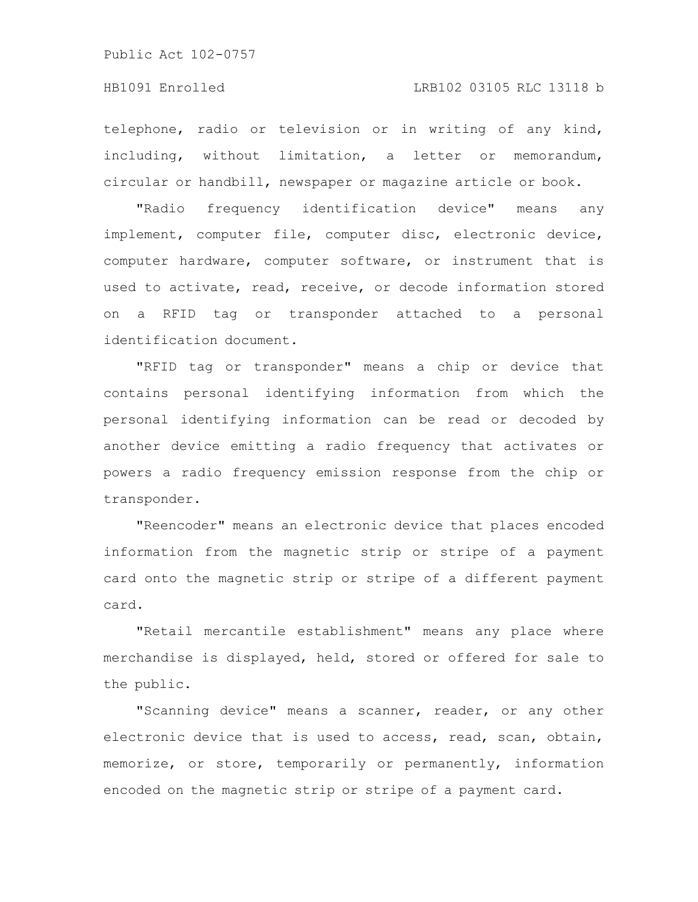telephone, radio or television or in writing of any kind, including, without limitation, a letter or memorandum, circular or handbill, newspaper or magazine article or book.

"Radio frequency identification device" means any implement, computer file, computer disc, electronic device, computer hardware, computer software, or instrument that is used to activate, read, receive, or decode information stored on a RFID tag or transponder attached to a personal identification document.

"RFID tag or transponder" means a chip or device that contains personal identifying information from which the personal identifying information can be read or decoded by another device emitting a radio frequency that activates or powers a radio frequency emission response from the chip or transponder.

"Reencoder" means an electronic device that places encoded information from the magnetic strip or stripe of a payment card onto the magnetic strip or stripe of a different payment card.

"Retail mercantile establishment" means any place where merchandise is displayed, held, stored or offered for sale to the public.

"Scanning device" means a scanner, reader, or any other electronic device that is used to access, read, scan, obtain, memorize, or store, temporarily or permanently, information encoded on the magnetic strip or stripe of a payment card.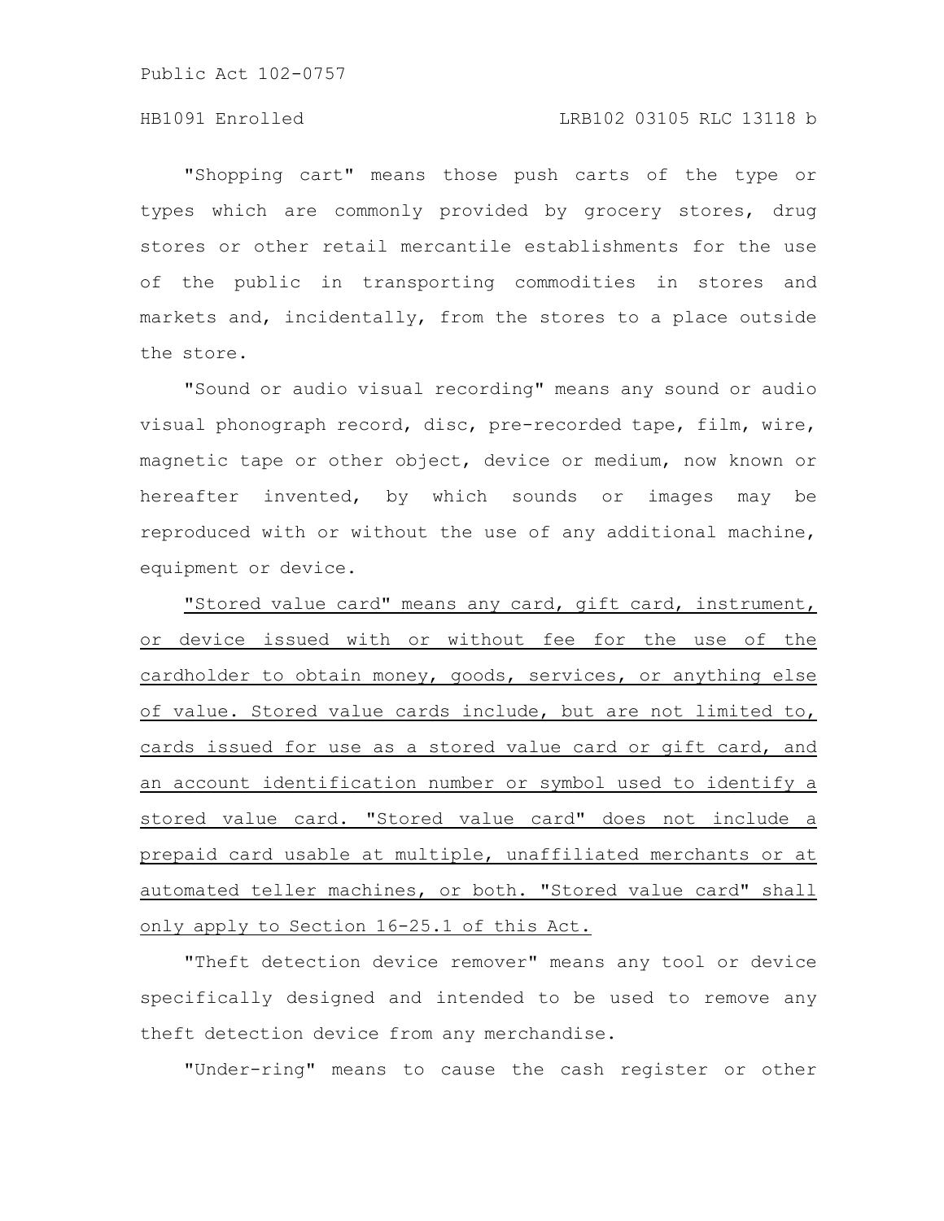"Shopping cart" means those push carts of the type or types which are commonly provided by grocery stores, drug stores or other retail mercantile establishments for the use of the public in transporting commodities in stores and markets and, incidentally, from the stores to a place outside the store.

"Sound or audio visual recording" means any sound or audio visual phonograph record, disc, pre-recorded tape, film, wire, magnetic tape or other object, device or medium, now known or hereafter invented, by which sounds or images may be reproduced with or without the use of any additional machine, equipment or device.

"Stored value card" means any card, gift card, instrument, or device issued with or without fee for the use of the cardholder to obtain money, goods, services, or anything else of value. Stored value cards include, but are not limited to, cards issued for use as a stored value card or gift card, and an account identification number or symbol used to identify a stored value card. "Stored value card" does not include a prepaid card usable at multiple, unaffiliated merchants or at automated teller machines, or both. "Stored value card" shall only apply to Section 16-25.1 of this Act.

"Theft detection device remover" means any tool or device specifically designed and intended to be used to remove any theft detection device from any merchandise.

"Under-ring" means to cause the cash register or other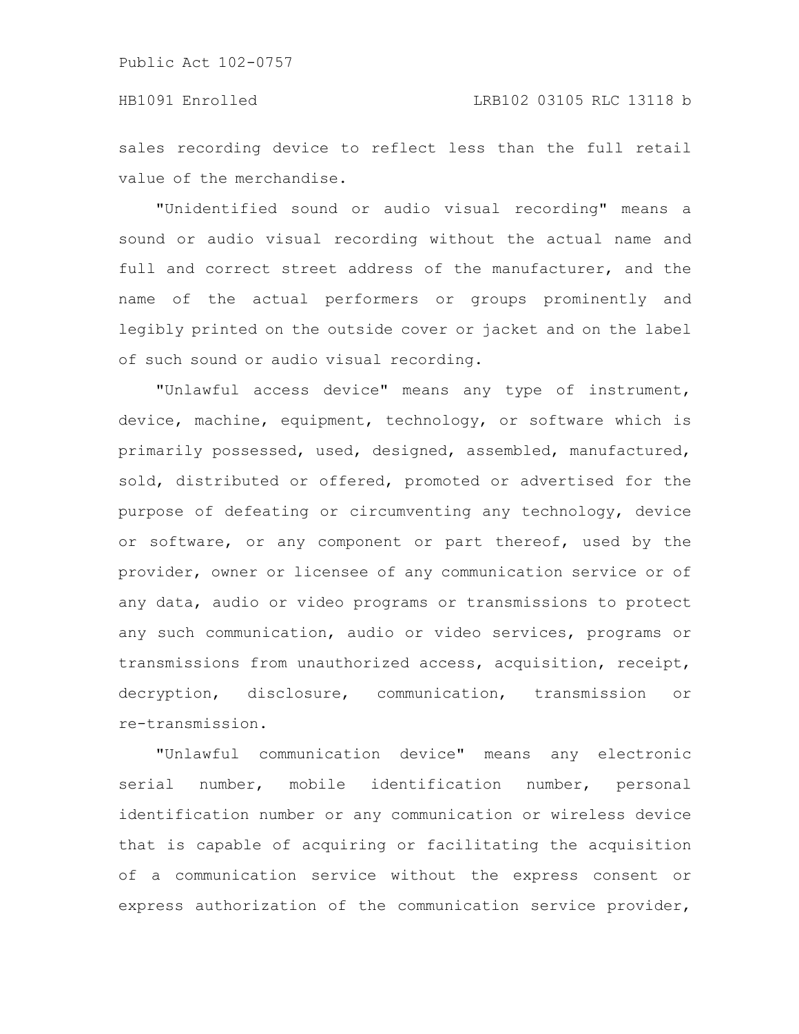sales recording device to reflect less than the full retail value of the merchandise.

"Unidentified sound or audio visual recording" means a sound or audio visual recording without the actual name and full and correct street address of the manufacturer, and the name of the actual performers or groups prominently and legibly printed on the outside cover or jacket and on the label of such sound or audio visual recording.

"Unlawful access device" means any type of instrument, device, machine, equipment, technology, or software which is primarily possessed, used, designed, assembled, manufactured, sold, distributed or offered, promoted or advertised for the purpose of defeating or circumventing any technology, device or software, or any component or part thereof, used by the provider, owner or licensee of any communication service or of any data, audio or video programs or transmissions to protect any such communication, audio or video services, programs or transmissions from unauthorized access, acquisition, receipt, decryption, disclosure, communication, transmission or re-transmission.

"Unlawful communication device" means any electronic serial number, mobile identification number, personal identification number or any communication or wireless device that is capable of acquiring or facilitating the acquisition of a communication service without the express consent or express authorization of the communication service provider,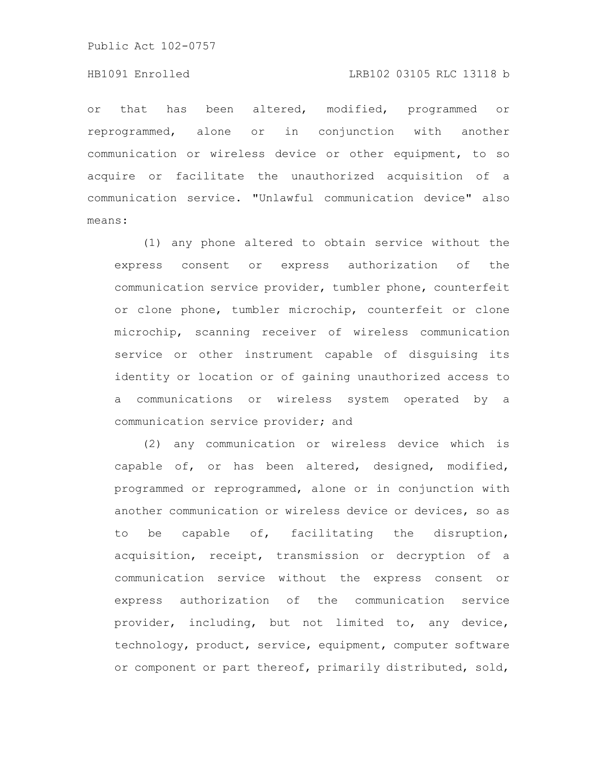or that has been altered, modified, programmed or reprogrammed, alone or in conjunction with another communication or wireless device or other equipment, to so acquire or facilitate the unauthorized acquisition of a communication service. "Unlawful communication device" also means:

(1) any phone altered to obtain service without the express consent or express authorization of the communication service provider, tumbler phone, counterfeit or clone phone, tumbler microchip, counterfeit or clone microchip, scanning receiver of wireless communication service or other instrument capable of disguising its identity or location or of gaining unauthorized access to a communications or wireless system operated by a communication service provider; and

(2) any communication or wireless device which is capable of, or has been altered, designed, modified, programmed or reprogrammed, alone or in conjunction with another communication or wireless device or devices, so as to be capable of, facilitating the disruption, acquisition, receipt, transmission or decryption of a communication service without the express consent or express authorization of the communication service provider, including, but not limited to, any device, technology, product, service, equipment, computer software or component or part thereof, primarily distributed, sold,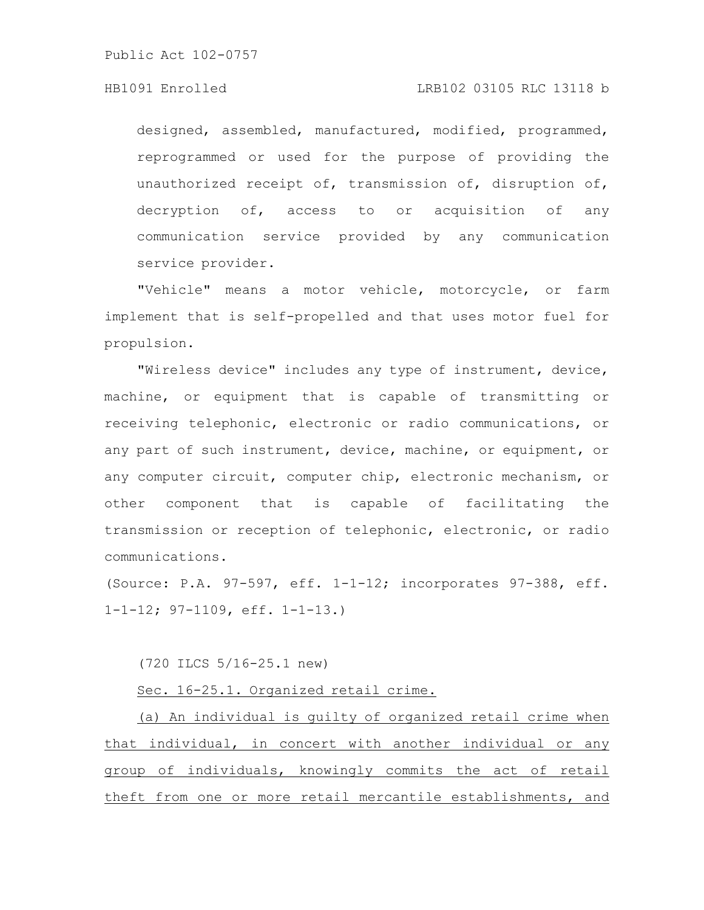designed, assembled, manufactured, modified, programmed, reprogrammed or used for the purpose of providing the unauthorized receipt of, transmission of, disruption of, decryption of, access to or acquisition of any communication service provided by any communication service provider.

"Vehicle" means a motor vehicle, motorcycle, or farm implement that is self-propelled and that uses motor fuel for propulsion.

"Wireless device" includes any type of instrument, device, machine, or equipment that is capable of transmitting or receiving telephonic, electronic or radio communications, or any part of such instrument, device, machine, or equipment, or any computer circuit, computer chip, electronic mechanism, or other component that is capable of facilitating the transmission or reception of telephonic, electronic, or radio communications.

(Source: P.A. 97-597, eff. 1-1-12; incorporates 97-388, eff. 1-1-12; 97-1109, eff. 1-1-13.)

(720 ILCS 5/16-25.1 new)

Sec. 16-25.1. Organized retail crime.

(a) An individual is guilty of organized retail crime when that individual, in concert with another individual or any group of individuals, knowingly commits the act of retail theft from one or more retail mercantile establishments, and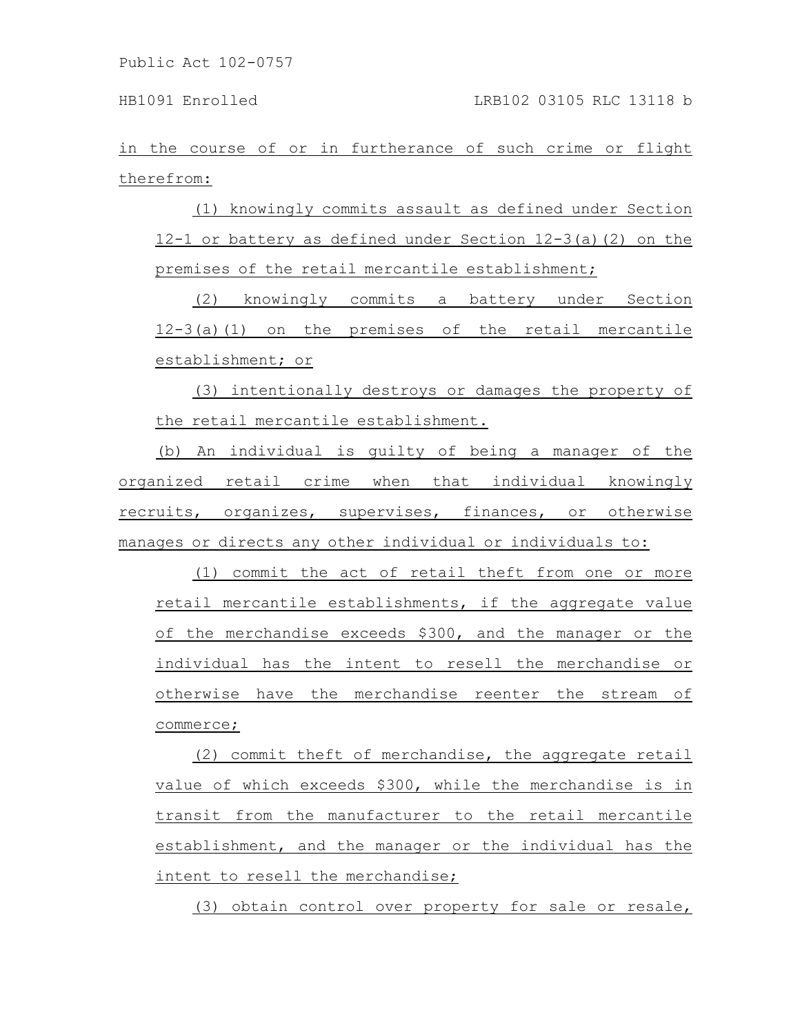in the course of or in furtherance of such crime or flight therefrom:

(1) knowingly commits assault as defined under Section 12-1 or battery as defined under Section 12-3(a)(2) on the premises of the retail mercantile establishment;

(2) knowingly commits a battery under Section 12-3(a)(1) on the premises of the retail mercantile establishment; or

(3) intentionally destroys or damages the property of the retail mercantile establishment.

(b) An individual is guilty of being a manager of the organized retail crime when that individual knowingly recruits, organizes, supervises, finances, or otherwise manages or directs any other individual or individuals to:

(1) commit the act of retail theft from one or more retail mercantile establishments, if the aggregate value of the merchandise exceeds $300, and the manager or the individual has the intent to resell the merchandise or otherwise have the merchandise reenter the stream of commerce;

(2) commit theft of merchandise, the aggregate retail value of which exceeds $300, while the merchandise is in transit from the manufacturer to the retail mercantile establishment, and the manager or the individual has the intent to resell the merchandise;

(3) obtain control over property for sale or resale,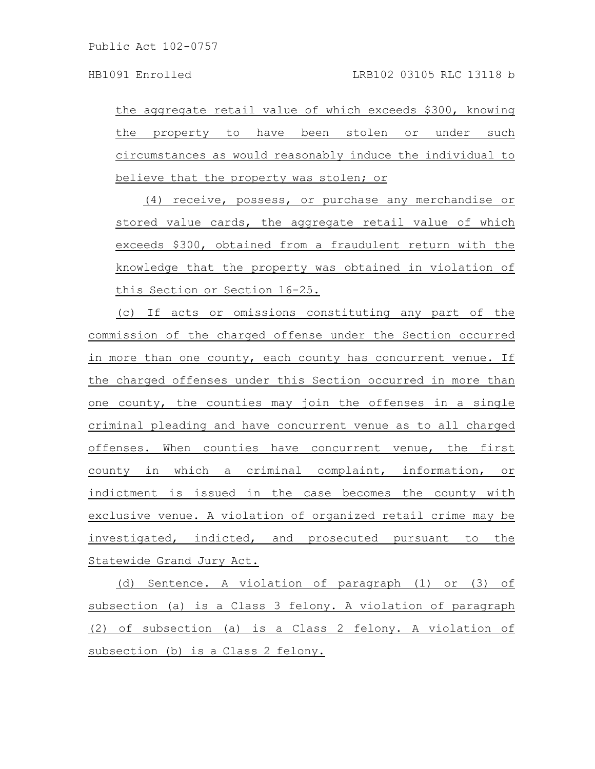the aggregate retail value of which exceeds $300, knowing the property to have been stolen or under such circumstances as would reasonably induce the individual to believe that the property was stolen; or

(4) receive, possess, or purchase any merchandise or stored value cards, the aggregate retail value of which exceeds $300, obtained from a fraudulent return with the knowledge that the property was obtained in violation of this Section or Section 16-25.

(c) If acts or omissions constituting any part of the commission of the charged offense under the Section occurred in more than one county, each county has concurrent venue. If the charged offenses under this Section occurred in more than one county, the counties may join the offenses in a single criminal pleading and have concurrent venue as to all charged offenses. When counties have concurrent venue, the first county in which a criminal complaint, information, or indictment is issued in the case becomes the county with exclusive venue. A violation of organized retail crime may be investigated, indicted, and prosecuted pursuant to the Statewide Grand Jury Act.

(d) Sentence. A violation of paragraph (1) or (3) of subsection (a) is a Class 3 felony. A violation of paragraph (2) of subsection (a) is a Class 2 felony. A violation of subsection (b) is a Class 2 felony.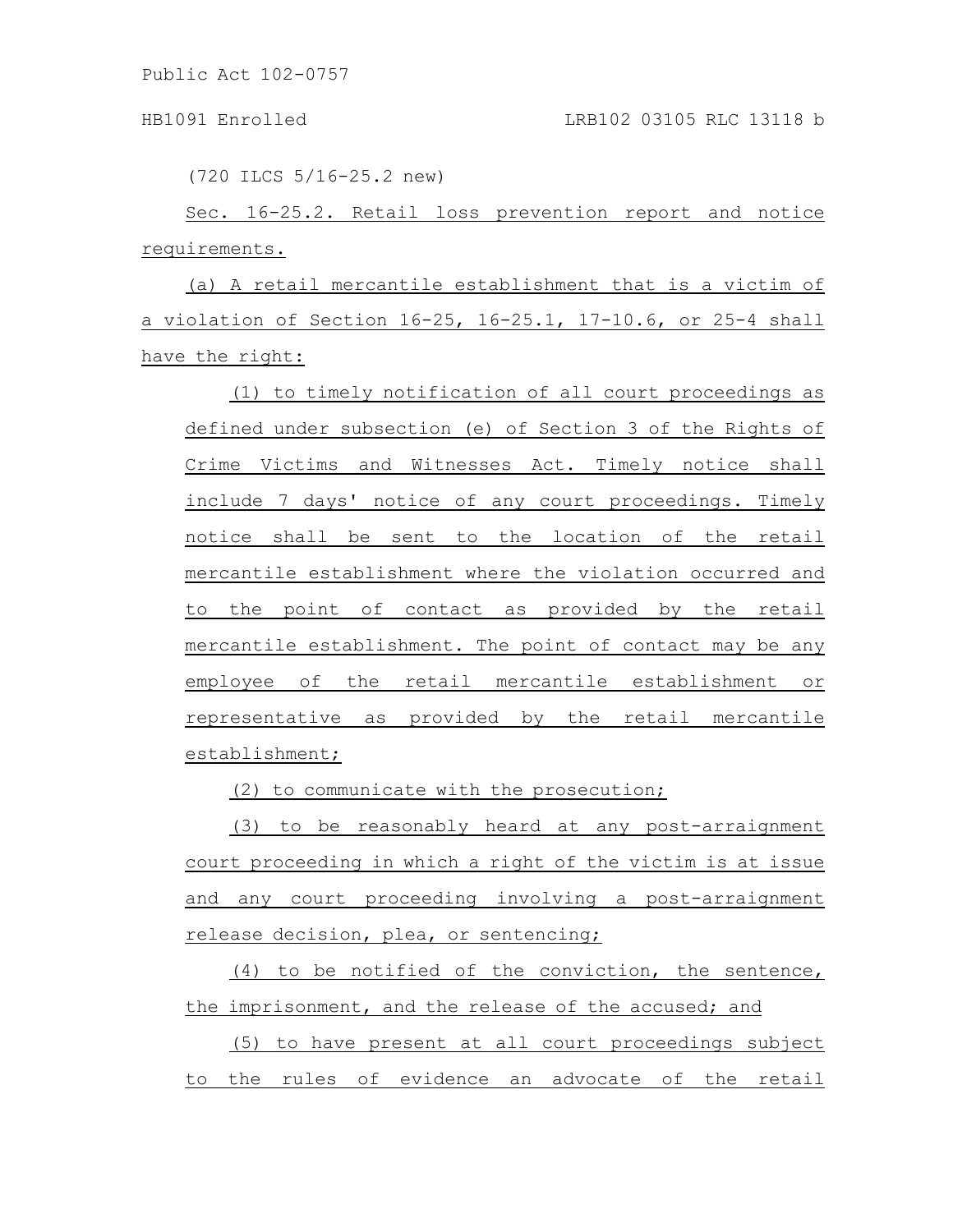(720 ILCS 5/16-25.2 new)

Sec. 16-25.2. Retail loss prevention report and notice requirements.

(a) A retail mercantile establishment that is a victim of a violation of Section 16-25, 16-25.1, 17-10.6, or 25-4 shall have the right:

(1) to timely notification of all court proceedings as defined under subsection (e) of Section 3 of the Rights of Crime Victims and Witnesses Act. Timely notice shall include 7 days' notice of any court proceedings. Timely notice shall be sent to the location of the retail mercantile establishment where the violation occurred and to the point of contact as provided by the retail mercantile establishment. The point of contact may be any employee of the retail mercantile establishment or representative as provided by the retail mercantile establishment;

(2) to communicate with the prosecution;

(3) to be reasonably heard at any post-arraignment court proceeding in which a right of the victim is at issue and any court proceeding involving a post-arraignment release decision, plea, or sentencing;

(4) to be notified of the conviction, the sentence, the imprisonment, and the release of the accused; and

(5) to have present at all court proceedings subject to the rules of evidence an advocate of the retail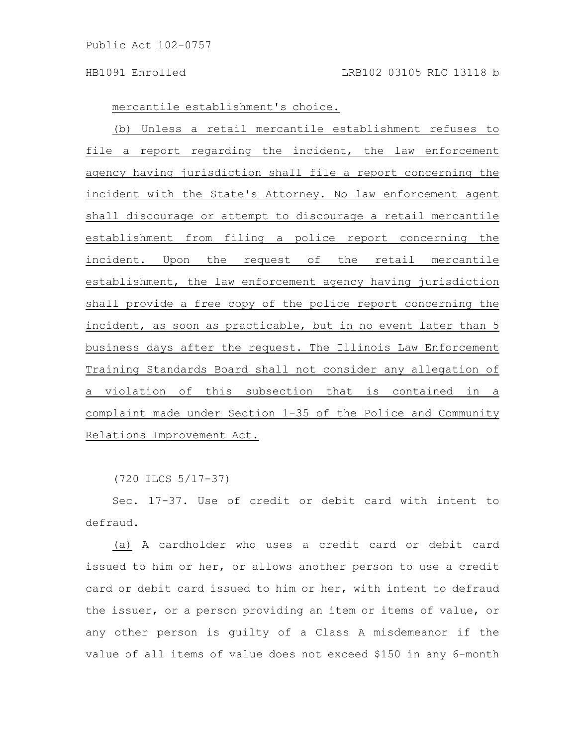mercantile establishment's choice.

(b) Unless a retail mercantile establishment refuses to file a report regarding the incident, the law enforcement agency having jurisdiction shall file a report concerning the incident with the State's Attorney. No law enforcement agent shall discourage or attempt to discourage a retail mercantile establishment from filing a police report concerning the incident. Upon the request of the retail mercantile establishment, the law enforcement agency having jurisdiction shall provide a free copy of the police report concerning the incident, as soon as practicable, but in no event later than 5 business days after the request. The Illinois Law Enforcement Training Standards Board shall not consider any allegation of a violation of this subsection that is contained in a complaint made under Section 1-35 of the Police and Community Relations Improvement Act.

(720 ILCS 5/17-37)

Sec. 17-37. Use of credit or debit card with intent to defraud.

(a) A cardholder who uses a credit card or debit card issued to him or her, or allows another person to use a credit card or debit card issued to him or her, with intent to defraud the issuer, or a person providing an item or items of value, or any other person is guilty of a Class A misdemeanor if the value of all items of value does not exceed $150 in any 6-month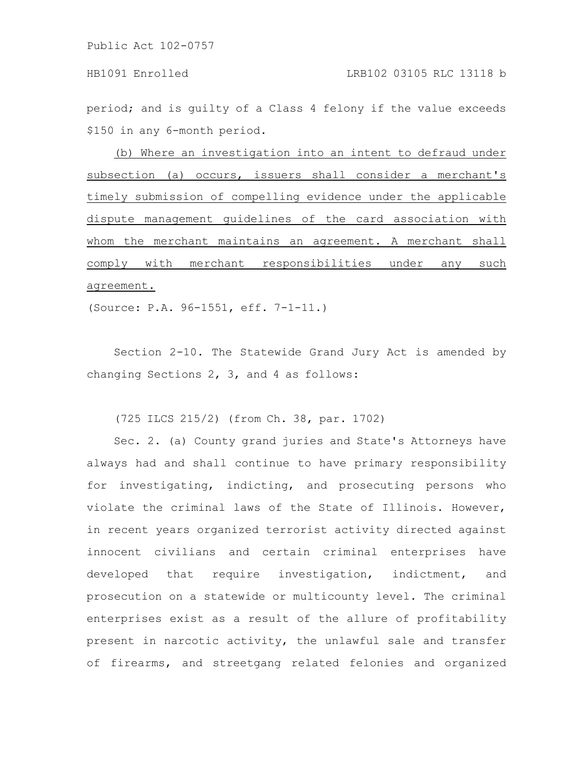period; and is guilty of a Class 4 felony if the value exceeds $150 in any 6-month period.

(b) Where an investigation into an intent to defraud under subsection (a) occurs, issuers shall consider a merchant's timely submission of compelling evidence under the applicable dispute management guidelines of the card association with whom the merchant maintains an agreement. A merchant shall comply with merchant responsibilities under any such agreement.

(Source: P.A. 96-1551, eff. 7-1-11.)

Section 2-10. The Statewide Grand Jury Act is amended by changing Sections 2, 3, and 4 as follows:

(725 ILCS 215/2) (from Ch. 38, par. 1702)

Sec. 2. (a) County grand juries and State's Attorneys have always had and shall continue to have primary responsibility for investigating, indicting, and prosecuting persons who violate the criminal laws of the State of Illinois. However, in recent years organized terrorist activity directed against innocent civilians and certain criminal enterprises have developed that require investigation, indictment, and prosecution on a statewide or multicounty level. The criminal enterprises exist as a result of the allure of profitability present in narcotic activity, the unlawful sale and transfer of firearms, and streetgang related felonies and organized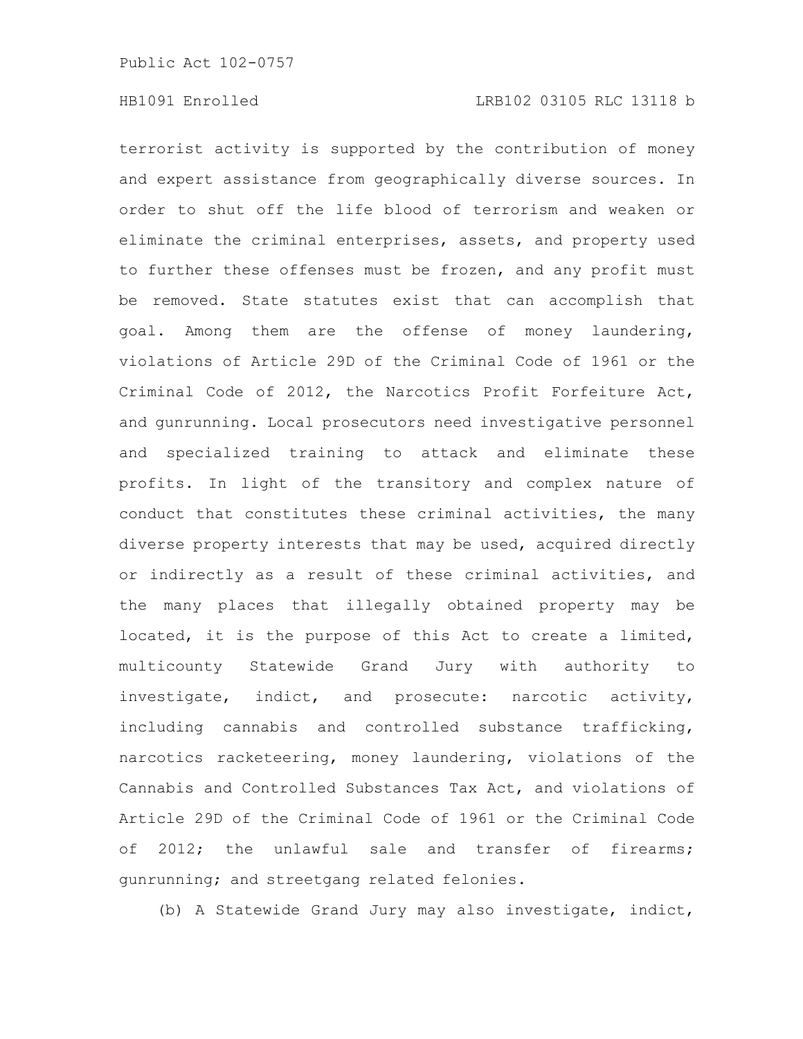terrorist activity is supported by the contribution of money and expert assistance from geographically diverse sources. In order to shut off the life blood of terrorism and weaken or eliminate the criminal enterprises, assets, and property used to further these offenses must be frozen, and any profit must be removed. State statutes exist that can accomplish that goal. Among them are the offense of money laundering, violations of Article 29D of the Criminal Code of 1961 or the Criminal Code of 2012, the Narcotics Profit Forfeiture Act, and gunrunning. Local prosecutors need investigative personnel and specialized training to attack and eliminate these profits. In light of the transitory and complex nature of conduct that constitutes these criminal activities, the many diverse property interests that may be used, acquired directly or indirectly as a result of these criminal activities, and the many places that illegally obtained property may be located, it is the purpose of this Act to create a limited, multicounty Statewide Grand Jury with authority to investigate, indict, and prosecute: narcotic activity, including cannabis and controlled substance trafficking, narcotics racketeering, money laundering, violations of the Cannabis and Controlled Substances Tax Act, and violations of Article 29D of the Criminal Code of 1961 or the Criminal Code of 2012; the unlawful sale and transfer of firearms; gunrunning; and streetgang related felonies.

(b) A Statewide Grand Jury may also investigate, indict,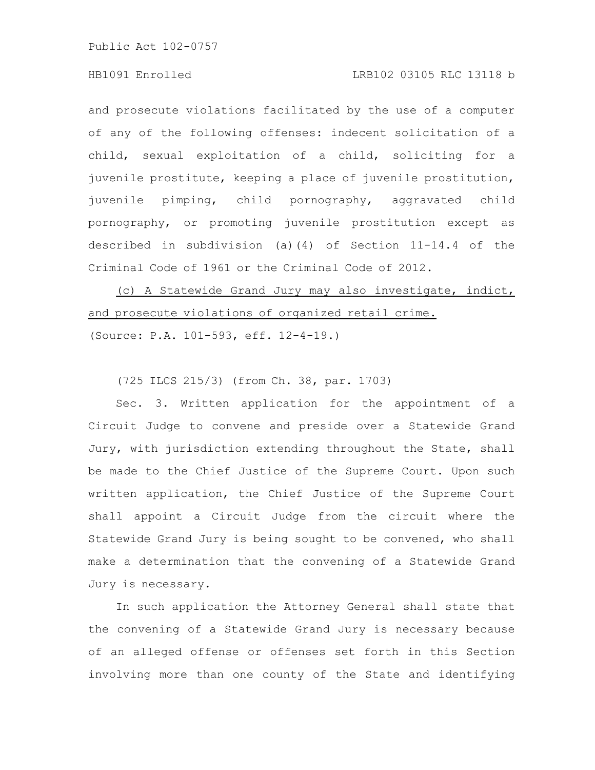and prosecute violations facilitated by the use of a computer of any of the following offenses: indecent solicitation of a child, sexual exploitation of a child, soliciting for a juvenile prostitute, keeping a place of juvenile prostitution, juvenile pimping, child pornography, aggravated child pornography, or promoting juvenile prostitution except as described in subdivision (a)(4) of Section 11-14.4 of the Criminal Code of 1961 or the Criminal Code of 2012.

<u>(c) A Statewide Grand Jury may also investigate, indict, and prosecute violations of organized retail crime.</u>

(Source: P.A. 101-593, eff. 12-4-19.)

(725 ILCS 215/3) (from Ch. 38, par. 1703)

Sec. 3. Written application for the appointment of a Circuit Judge to convene and preside over a Statewide Grand Jury, with jurisdiction extending throughout the State, shall be made to the Chief Justice of the Supreme Court. Upon such written application, the Chief Justice of the Supreme Court shall appoint a Circuit Judge from the circuit where the Statewide Grand Jury is being sought to be convened, who shall make a determination that the convening of a Statewide Grand Jury is necessary.

In such application the Attorney General shall state that the convening of a Statewide Grand Jury is necessary because of an alleged offense or offenses set forth in this Section involving more than one county of the State and identifying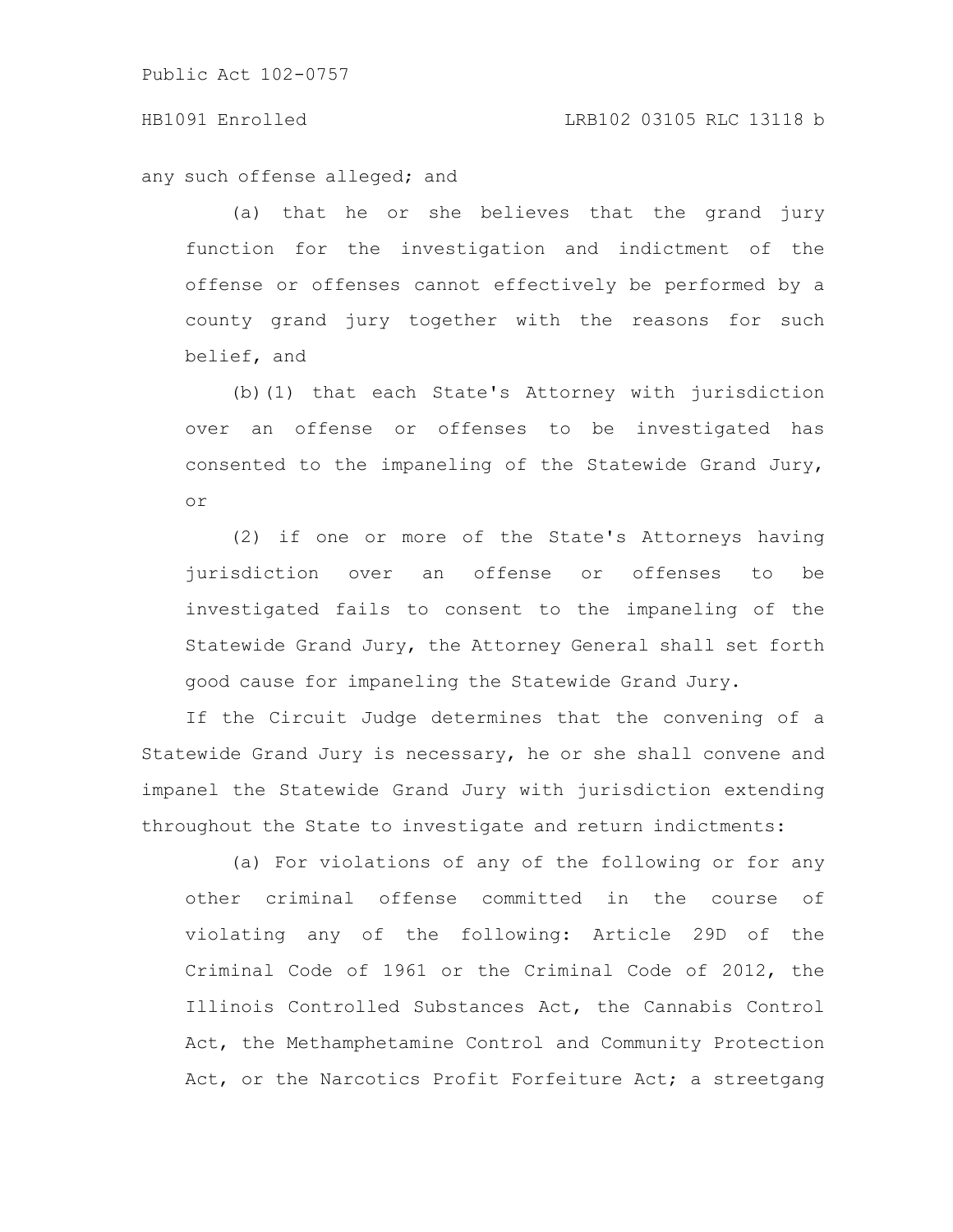any such offense alleged; and

(a) that he or she believes that the grand jury function for the investigation and indictment of the offense or offenses cannot effectively be performed by a county grand jury together with the reasons for such belief, and

(b)(1) that each State's Attorney with jurisdiction over an offense or offenses to be investigated has consented to the impaneling of the Statewide Grand Jury, or

(2) if one or more of the State's Attorneys having jurisdiction over an offense or offenses to be investigated fails to consent to the impaneling of the Statewide Grand Jury, the Attorney General shall set forth good cause for impaneling the Statewide Grand Jury.

If the Circuit Judge determines that the convening of a Statewide Grand Jury is necessary, he or she shall convene and impanel the Statewide Grand Jury with jurisdiction extending throughout the State to investigate and return indictments:

(a) For violations of any of the following or for any other criminal offense committed in the course of violating any of the following: Article 29D of the Criminal Code of 1961 or the Criminal Code of 2012, the Illinois Controlled Substances Act, the Cannabis Control Act, the Methamphetamine Control and Community Protection Act, or the Narcotics Profit Forfeiture Act; a streetgang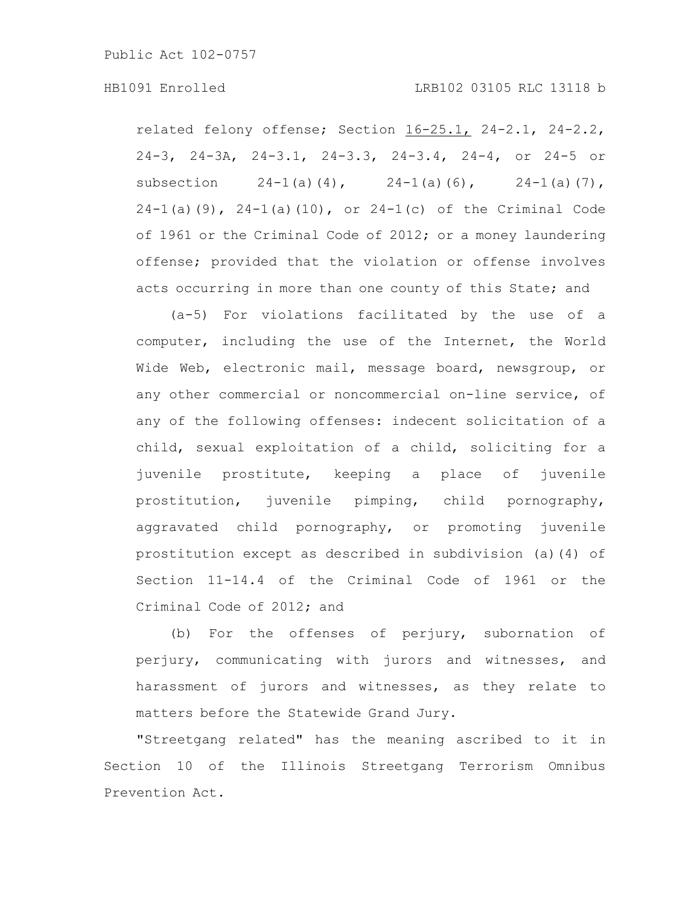related felony offense; Section <u>16-25.1,</u> 24-2.1, 24-2.2, 24-3, 24-3A, 24-3.1, 24-3.3, 24-3.4, 24-4, or 24-5 or subsection 24-1(a)(4), 24-1(a)(6), 24-1(a)(7), 24-1(a)(9), 24-1(a)(10), or 24-1(c) of the Criminal Code of 1961 or the Criminal Code of 2012; or a money laundering offense; provided that the violation or offense involves acts occurring in more than one county of this State; and

(a-5) For violations facilitated by the use of a computer, including the use of the Internet, the World Wide Web, electronic mail, message board, newsgroup, or any other commercial or noncommercial on-line service, of any of the following offenses: indecent solicitation of a child, sexual exploitation of a child, soliciting for a juvenile prostitute, keeping a place of juvenile prostitution, juvenile pimping, child pornography, aggravated child pornography, or promoting juvenile prostitution except as described in subdivision (a)(4) of Section 11-14.4 of the Criminal Code of 1961 or the Criminal Code of 2012; and

(b) For the offenses of perjury, subornation of perjury, communicating with jurors and witnesses, and harassment of jurors and witnesses, as they relate to matters before the Statewide Grand Jury.

"Streetgang related" has the meaning ascribed to it in Section 10 of the Illinois Streetgang Terrorism Omnibus Prevention Act.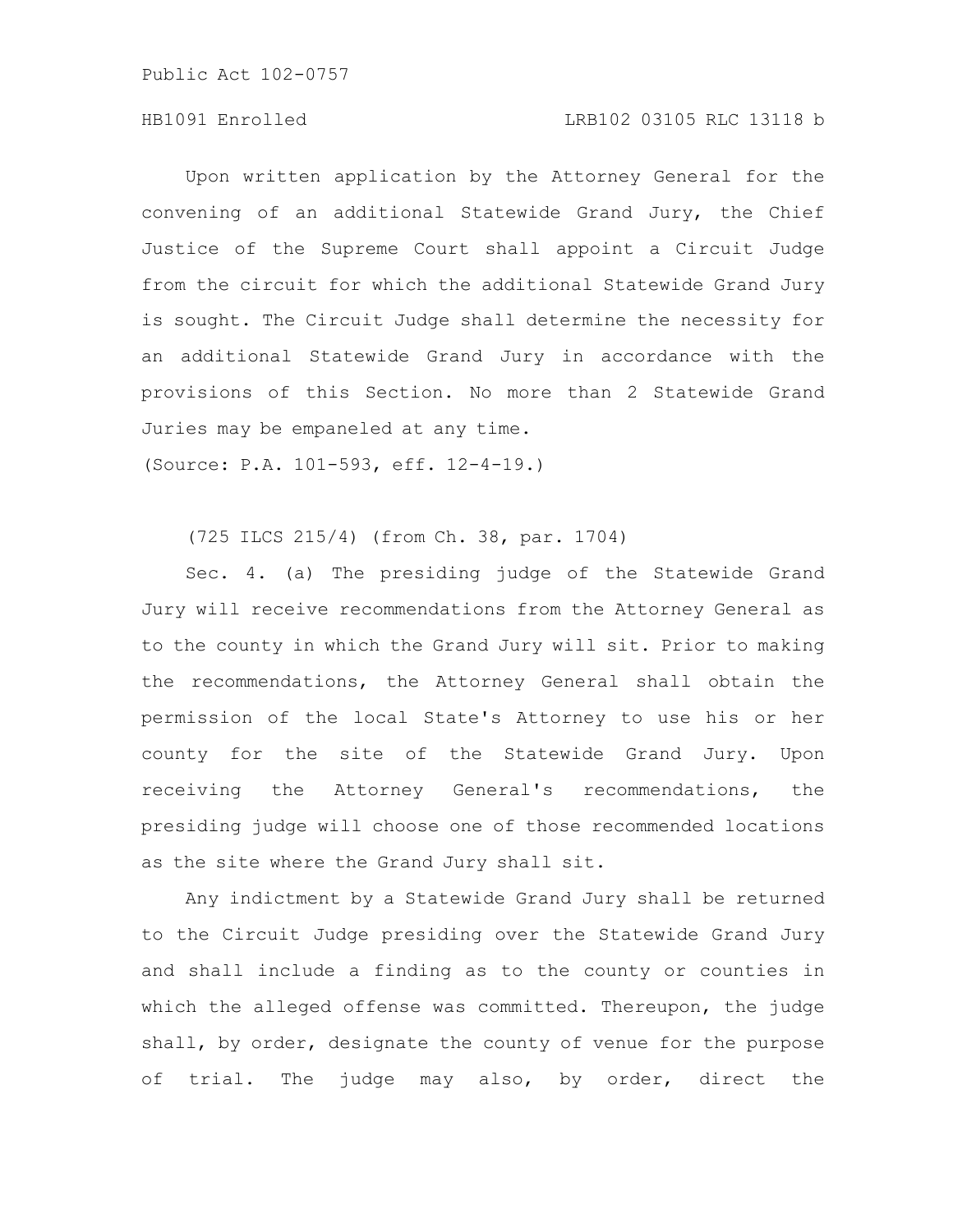Upon written application by the Attorney General for the convening of an additional Statewide Grand Jury, the Chief Justice of the Supreme Court shall appoint a Circuit Judge from the circuit for which the additional Statewide Grand Jury is sought. The Circuit Judge shall determine the necessity for an additional Statewide Grand Jury in accordance with the provisions of this Section. No more than 2 Statewide Grand Juries may be empaneled at any time.

(Source: P.A. 101-593, eff. 12-4-19.)

(725 ILCS 215/4) (from Ch. 38, par. 1704)

Sec. 4. (a) The presiding judge of the Statewide Grand Jury will receive recommendations from the Attorney General as to the county in which the Grand Jury will sit. Prior to making the recommendations, the Attorney General shall obtain the permission of the local State's Attorney to use his or her county for the site of the Statewide Grand Jury. Upon receiving the Attorney General's recommendations, the presiding judge will choose one of those recommended locations as the site where the Grand Jury shall sit.

Any indictment by a Statewide Grand Jury shall be returned to the Circuit Judge presiding over the Statewide Grand Jury and shall include a finding as to the county or counties in which the alleged offense was committed. Thereupon, the judge shall, by order, designate the county of venue for the purpose of trial. The judge may also, by order, direct the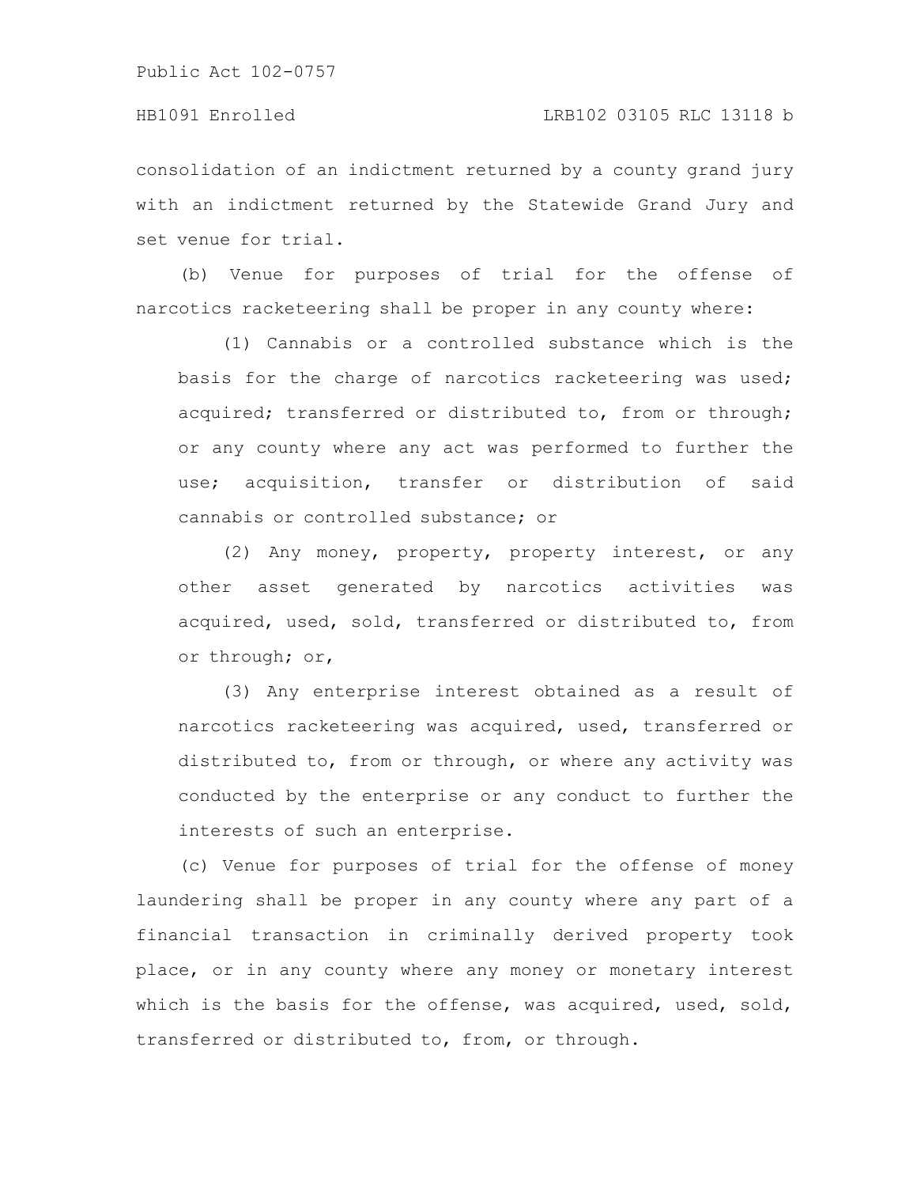consolidation of an indictment returned by a county grand jury with an indictment returned by the Statewide Grand Jury and set venue for trial.

(b) Venue for purposes of trial for the offense of narcotics racketeering shall be proper in any county where:

(1) Cannabis or a controlled substance which is the basis for the charge of narcotics racketeering was used; acquired; transferred or distributed to, from or through; or any county where any act was performed to further the use; acquisition, transfer or distribution of said cannabis or controlled substance; or

(2) Any money, property, property interest, or any other asset generated by narcotics activities was acquired, used, sold, transferred or distributed to, from or through; or,

(3) Any enterprise interest obtained as a result of narcotics racketeering was acquired, used, transferred or distributed to, from or through, or where any activity was conducted by the enterprise or any conduct to further the interests of such an enterprise.

(c) Venue for purposes of trial for the offense of money laundering shall be proper in any county where any part of a financial transaction in criminally derived property took place, or in any county where any money or monetary interest which is the basis for the offense, was acquired, used, sold, transferred or distributed to, from, or through.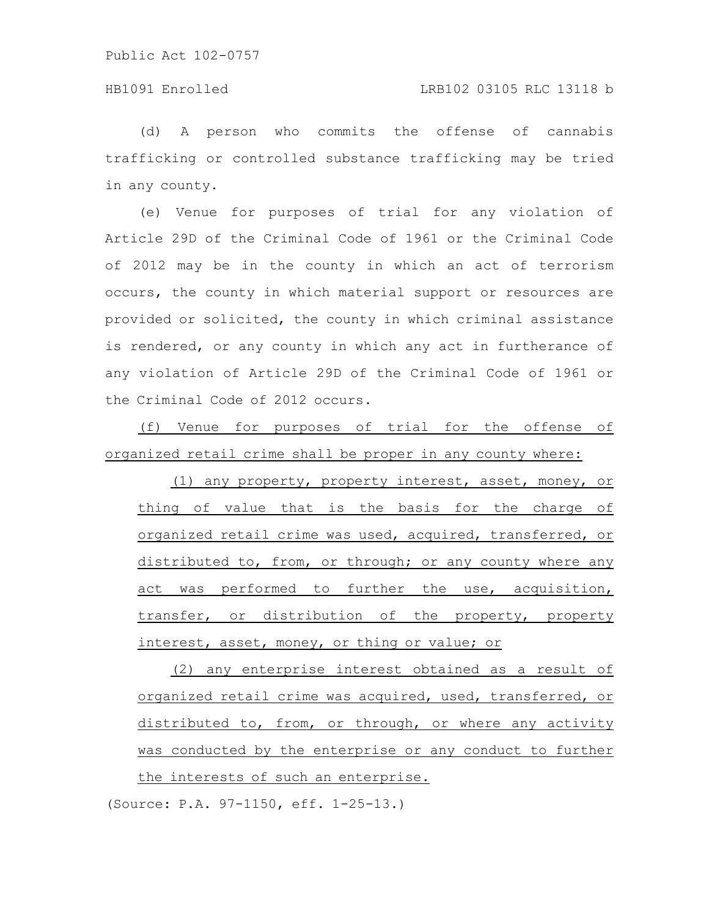(d) A person who commits the offense of cannabis trafficking or controlled substance trafficking may be tried in any county.

(e) Venue for purposes of trial for any violation of Article 29D of the Criminal Code of 1961 or the Criminal Code of 2012 may be in the county in which an act of terrorism occurs, the county in which material support or resources are provided or solicited, the county in which criminal assistance is rendered, or any county in which any act in furtherance of any violation of Article 29D of the Criminal Code of 1961 or the Criminal Code of 2012 occurs.

<u>(f) Venue for purposes of trial for the offense of organized retail crime shall be proper in any county where:</u>

<u>(1) any property, property interest, asset, money, or thing of value that is the basis for the charge of organized retail crime was used, acquired, transferred, or distributed to, from, or through; or any county where any act was performed to further the use, acquisition, transfer, or distribution of the property, property interest, asset, money, or thing or value; or</u>

<u>(2) any enterprise interest obtained as a result of organized retail crime was acquired, used, transferred, or distributed to, from, or through, or where any activity was conducted by the enterprise or any conduct to further the interests of such an enterprise.</u>

(Source: P.A. 97-1150, eff. 1-25-13.)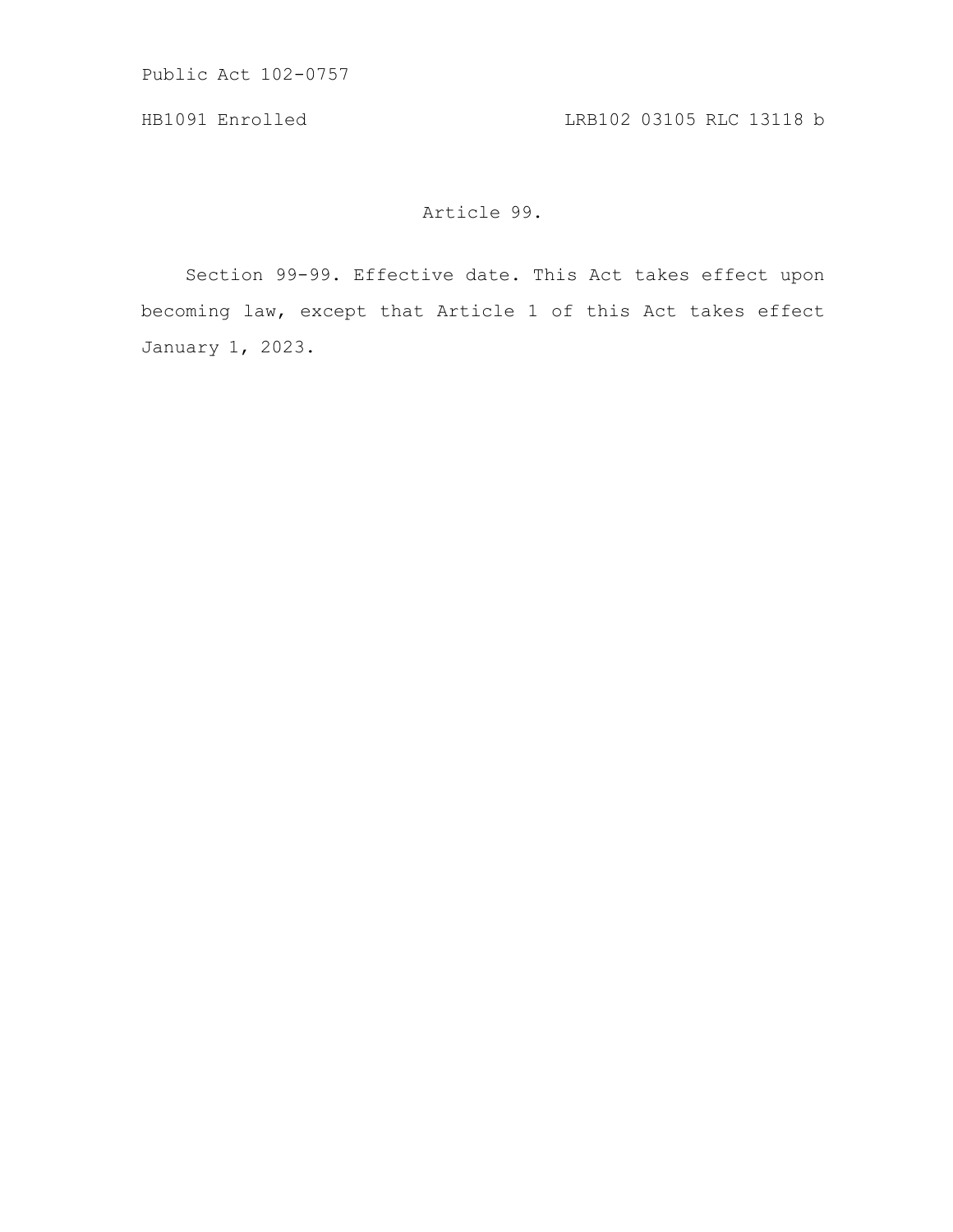## Article 99.

Section 99-99. Effective date. This Act takes effect upon becoming law, except that Article 1 of this Act takes effect January 1, 2023.